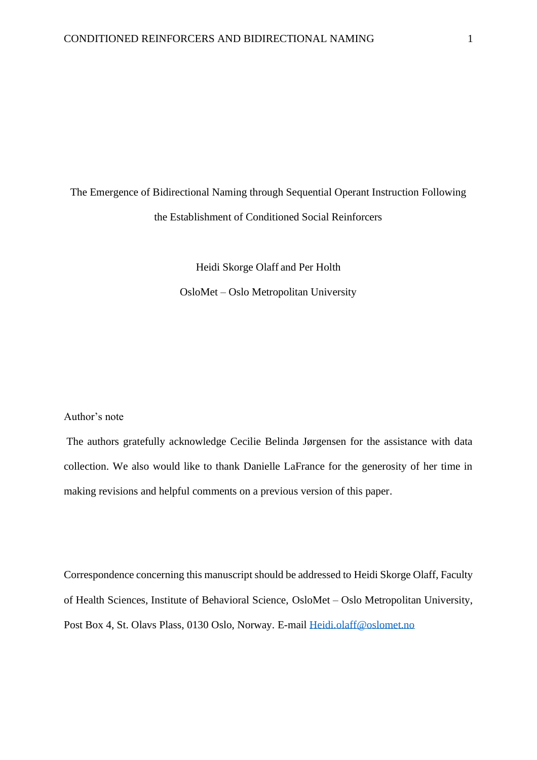# The Emergence of Bidirectional Naming through Sequential Operant Instruction Following the Establishment of Conditioned Social Reinforcers

Heidi Skorge Olaff and Per Holth

OsloMet – Oslo Metropolitan University

Author's note

The authors gratefully acknowledge Cecilie Belinda Jørgensen for the assistance with data collection. We also would like to thank Danielle LaFrance for the generosity of her time in making revisions and helpful comments on a previous version of this paper.

Correspondence concerning this manuscript should be addressed to Heidi Skorge Olaff, Faculty of Health Sciences, Institute of Behavioral Science, OsloMet – Oslo Metropolitan University, Post Box 4, St. Olavs Plass, 0130 Oslo, Norway. E-mail Heidi.olaff@oslomet.no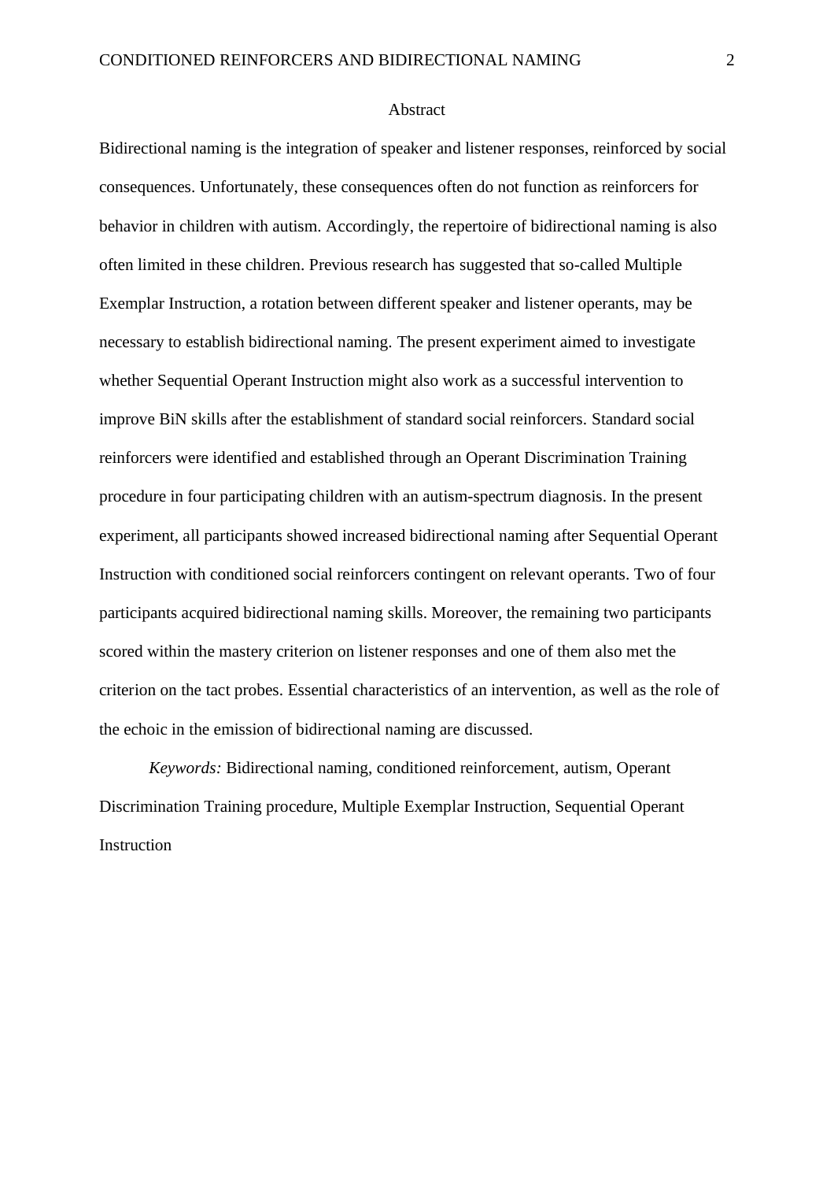# Abstract

Bidirectional naming is the integration of speaker and listener responses, reinforced by social consequences. Unfortunately, these consequences often do not function as reinforcers for behavior in children with autism. Accordingly, the repertoire of bidirectional naming is also often limited in these children. Previous research has suggested that so-called Multiple Exemplar Instruction, a rotation between different speaker and listener operants, may be necessary to establish bidirectional naming. The present experiment aimed to investigate whether Sequential Operant Instruction might also work as a successful intervention to improve BiN skills after the establishment of standard social reinforcers. Standard social reinforcers were identified and established through an Operant Discrimination Training procedure in four participating children with an autism-spectrum diagnosis. In the present experiment, all participants showed increased bidirectional naming after Sequential Operant Instruction with conditioned social reinforcers contingent on relevant operants. Two of four participants acquired bidirectional naming skills. Moreover, the remaining two participants scored within the mastery criterion on listener responses and one of them also met the criterion on the tact probes. Essential characteristics of an intervention, as well as the role of the echoic in the emission of bidirectional naming are discussed.

*Keywords:* Bidirectional naming, conditioned reinforcement, autism, Operant Discrimination Training procedure, Multiple Exemplar Instruction, Sequential Operant Instruction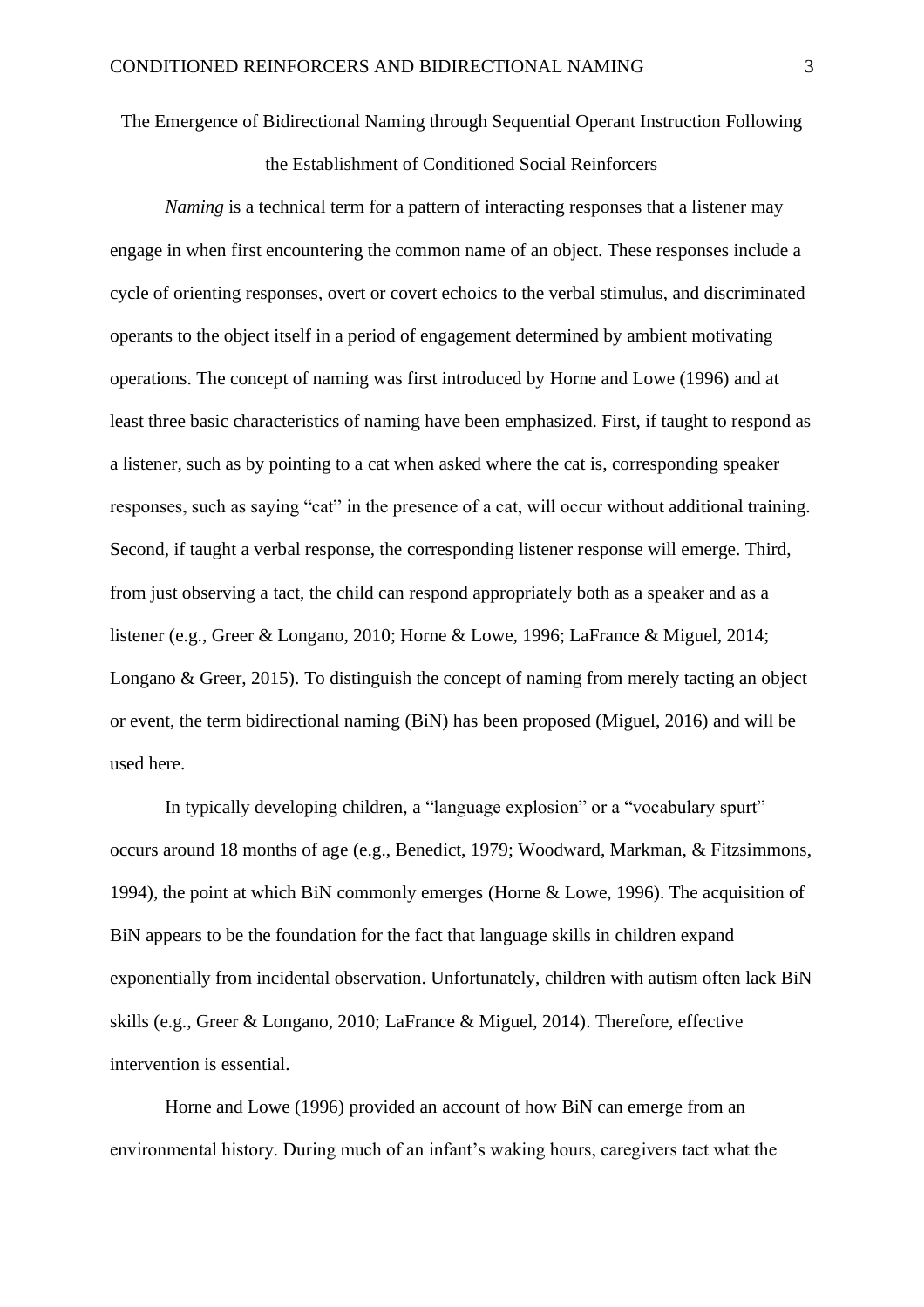# The Emergence of Bidirectional Naming through Sequential Operant Instruction Following the Establishment of Conditioned Social Reinforcers

*Naming* is a technical term for a pattern of interacting responses that a listener may engage in when first encountering the common name of an object. These responses include a cycle of orienting responses, overt or covert echoics to the verbal stimulus, and discriminated operants to the object itself in a period of engagement determined by ambient motivating operations. The concept of naming was first introduced by Horne and Lowe (1996) and at least three basic characteristics of naming have been emphasized. First, if taught to respond as a listener, such as by pointing to a cat when asked where the cat is, corresponding speaker responses, such as saying "cat" in the presence of a cat, will occur without additional training. Second, if taught a verbal response, the corresponding listener response will emerge. Third, from just observing a tact, the child can respond appropriately both as a speaker and as a listener (e.g., Greer & Longano, 2010; Horne & Lowe, 1996; LaFrance & Miguel, 2014; Longano & Greer, 2015). To distinguish the concept of naming from merely tacting an object or event, the term bidirectional naming (BiN) has been proposed (Miguel, 2016) and will be used here.

In typically developing children, a "language explosion" or a "vocabulary spurt" occurs around 18 months of age (e.g., Benedict, 1979; Woodward, Markman, & Fitzsimmons, 1994), the point at which BiN commonly emerges (Horne & Lowe, 1996). The acquisition of BiN appears to be the foundation for the fact that language skills in children expand exponentially from incidental observation. Unfortunately, children with autism often lack BiN skills (e.g., Greer & Longano, 2010; LaFrance & Miguel, 2014). Therefore, effective intervention is essential.

Horne and Lowe (1996) provided an account of how BiN can emerge from an environmental history. During much of an infant's waking hours, caregivers tact what the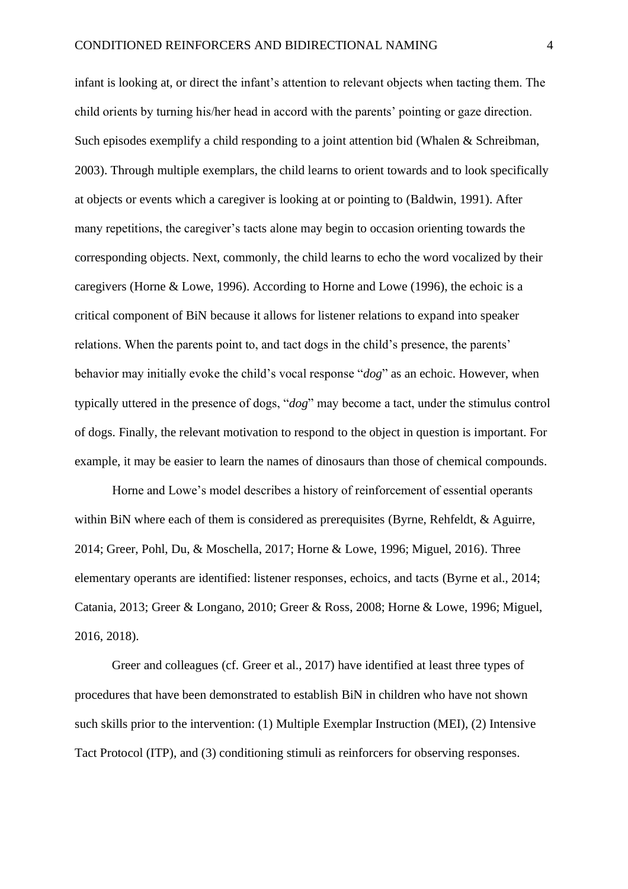infant is looking at, or direct the infant's attention to relevant objects when tacting them. The child orients by turning his/her head in accord with the parents' pointing or gaze direction. Such episodes exemplify a child responding to a joint attention bid (Whalen & Schreibman, 2003). Through multiple exemplars, the child learns to orient towards and to look specifically at objects or events which a caregiver is looking at or pointing to (Baldwin, 1991). After many repetitions, the caregiver's tacts alone may begin to occasion orienting towards the corresponding objects. Next, commonly, the child learns to echo the word vocalized by their caregivers (Horne & Lowe, 1996). According to Horne and Lowe (1996), the echoic is a critical component of BiN because it allows for listener relations to expand into speaker relations. When the parents point to, and tact dogs in the child's presence, the parents' behavior may initially evoke the child's vocal response "*dog*" as an echoic. However, when typically uttered in the presence of dogs, "*dog*" may become a tact, under the stimulus control of dogs. Finally, the relevant motivation to respond to the object in question is important. For example, it may be easier to learn the names of dinosaurs than those of chemical compounds.

Horne and Lowe's model describes a history of reinforcement of essential operants within BiN where each of them is considered as prerequisites (Byrne, Rehfeldt, & Aguirre, 2014; Greer, Pohl, Du, & Moschella, 2017; Horne & Lowe, 1996; Miguel, 2016). Three elementary operants are identified: listener responses, echoics, and tacts (Byrne et al., 2014; Catania, 2013; Greer & Longano, 2010; Greer & Ross, 2008; Horne & Lowe, 1996; Miguel, 2016, 2018).

Greer and colleagues (cf. Greer et al., 2017) have identified at least three types of procedures that have been demonstrated to establish BiN in children who have not shown such skills prior to the intervention: (1) Multiple Exemplar Instruction (MEI), (2) Intensive Tact Protocol (ITP), and (3) conditioning stimuli as reinforcers for observing responses.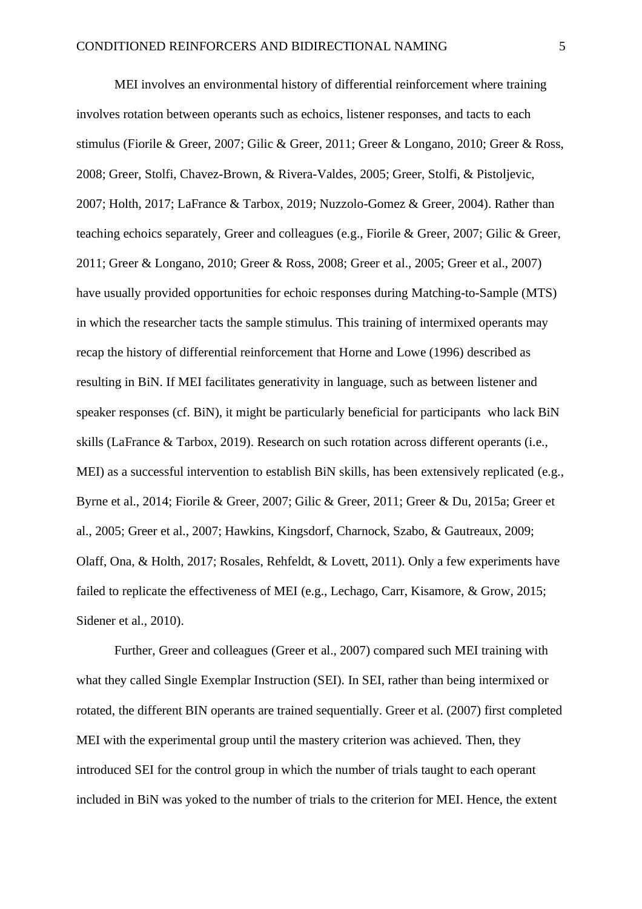MEI involves an environmental history of differential reinforcement where training involves rotation between operants such as echoics, listener responses, and tacts to each stimulus (Fiorile & Greer, 2007; Gilic & Greer, 2011; Greer & Longano, 2010; Greer & Ross, 2008; Greer, Stolfi, Chavez-Brown, & Rivera-Valdes, 2005; Greer, Stolfi, & Pistoljevic, 2007; Holth, 2017; LaFrance & Tarbox, 2019; Nuzzolo-Gomez & Greer, 2004). Rather than teaching echoics separately, Greer and colleagues (e.g., Fiorile & Greer, 2007; Gilic & Greer, 2011; Greer & Longano, 2010; Greer & Ross, 2008; Greer et al., 2005; Greer et al., 2007) have usually provided opportunities for echoic responses during Matching-to-Sample (MTS) in which the researcher tacts the sample stimulus. This training of intermixed operants may recap the history of differential reinforcement that Horne and Lowe (1996) described as resulting in BiN. If MEI facilitates generativity in language, such as between listener and speaker responses (cf. BiN), it might be particularly beneficial for participants who lack BiN skills (LaFrance & Tarbox, 2019). Research on such rotation across different operants (i.e., MEI) as a successful intervention to establish BiN skills, has been extensively replicated (e.g., Byrne et al., 2014; Fiorile & Greer, 2007; Gilic & Greer, 2011; Greer & Du, 2015a; Greer et al., 2005; Greer et al., 2007; Hawkins, Kingsdorf, Charnock, Szabo, & Gautreaux, 2009; Olaff, Ona, & Holth, 2017; Rosales, Rehfeldt, & Lovett, 2011). Only a few experiments have failed to replicate the effectiveness of MEI (e.g., Lechago, Carr, Kisamore, & Grow, 2015; Sidener et al., 2010).

Further, Greer and colleagues (Greer et al., 2007) compared such MEI training with what they called Single Exemplar Instruction (SEI). In SEI, rather than being intermixed or rotated, the different BIN operants are trained sequentially. Greer et al. (2007) first completed MEI with the experimental group until the mastery criterion was achieved. Then, they introduced SEI for the control group in which the number of trials taught to each operant included in BiN was yoked to the number of trials to the criterion for MEI. Hence, the extent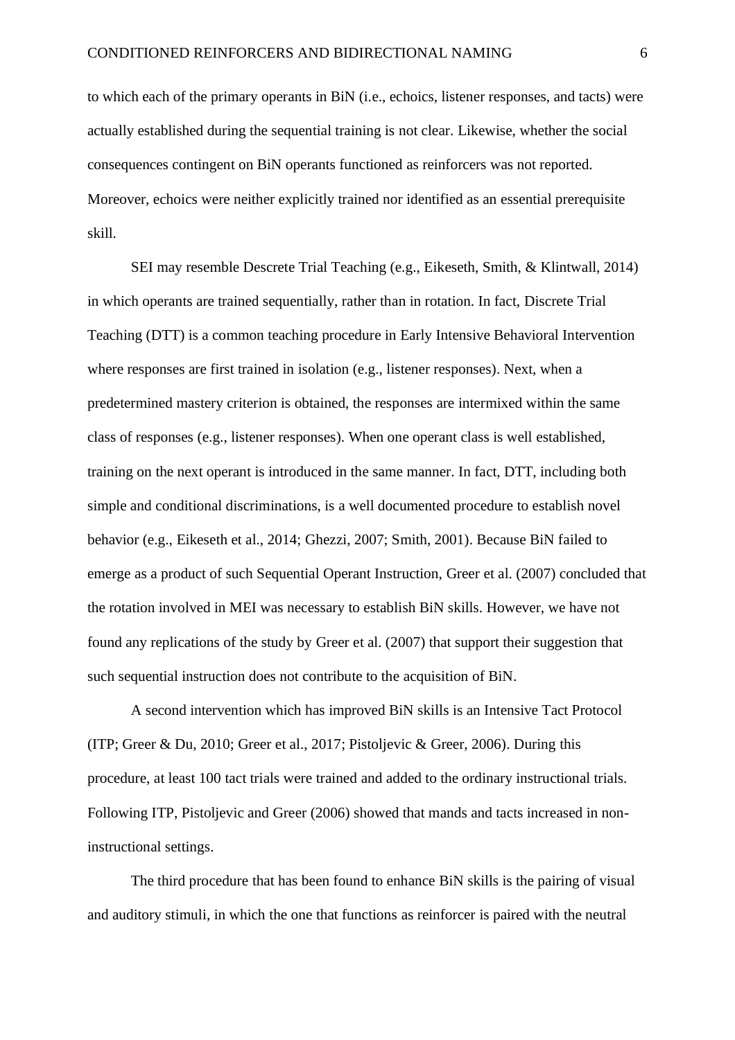to which each of the primary operants in BiN (i.e., echoics, listener responses, and tacts) were actually established during the sequential training is not clear. Likewise, whether the social consequences contingent on BiN operants functioned as reinforcers was not reported. Moreover, echoics were neither explicitly trained nor identified as an essential prerequisite skill.

SEI may resemble Descrete Trial Teaching (e.g., Eikeseth, Smith, & Klintwall, 2014) in which operants are trained sequentially, rather than in rotation. In fact, Discrete Trial Teaching (DTT) is a common teaching procedure in Early Intensive Behavioral Intervention where responses are first trained in isolation (e.g., listener responses). Next, when a predetermined mastery criterion is obtained, the responses are intermixed within the same class of responses (e.g., listener responses). When one operant class is well established, training on the next operant is introduced in the same manner. In fact, DTT, including both simple and conditional discriminations, is a well documented procedure to establish novel behavior (e.g., Eikeseth et al., 2014; Ghezzi, 2007; Smith, 2001). Because BiN failed to emerge as a product of such Sequential Operant Instruction, Greer et al. (2007) concluded that the rotation involved in MEI was necessary to establish BiN skills. However, we have not found any replications of the study by Greer et al. (2007) that support their suggestion that such sequential instruction does not contribute to the acquisition of BiN.

A second intervention which has improved BiN skills is an Intensive Tact Protocol (ITP; Greer & Du, 2010; Greer et al., 2017; Pistoljevic & Greer, 2006). During this procedure, at least 100 tact trials were trained and added to the ordinary instructional trials. Following ITP, Pistoljevic and Greer (2006) showed that mands and tacts increased in non-instructional settings.

The third procedure that has been found to enhance BiN skills is the pairing of visual and auditory stimuli, in which the one that functions as reinforcer is paired with the neutral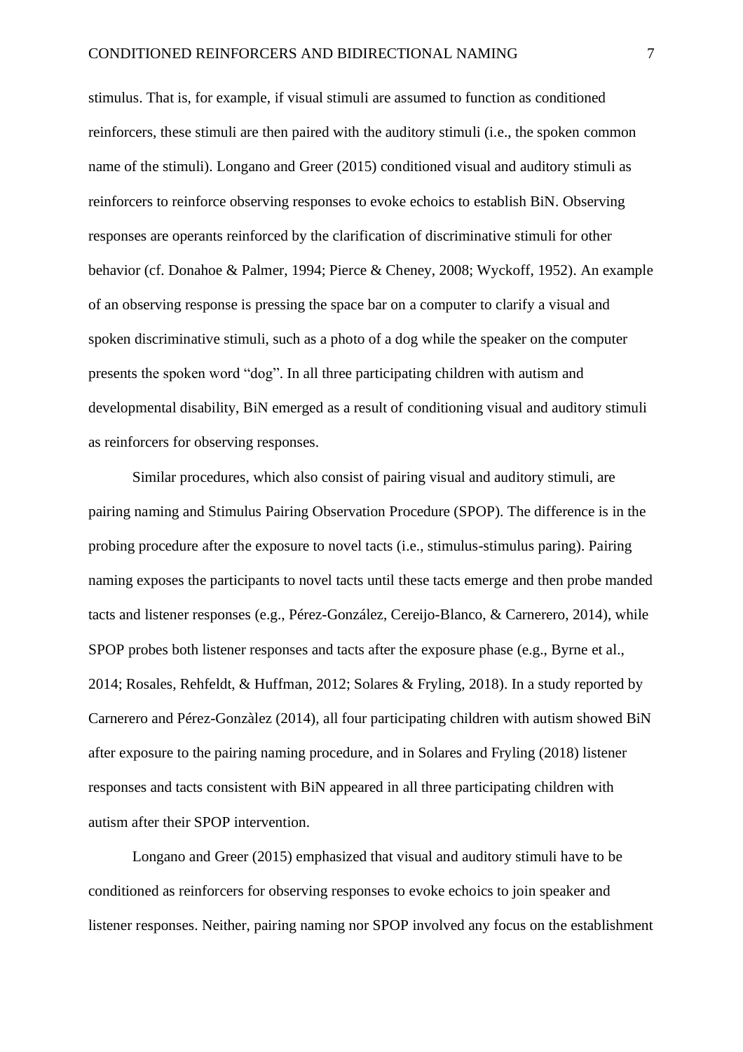stimulus. That is, for example, if visual stimuli are assumed to function as conditioned reinforcers, these stimuli are then paired with the auditory stimuli (i.e., the spoken common name of the stimuli). Longano and Greer (2015) conditioned visual and auditory stimuli as reinforcers to reinforce observing responses to evoke echoics to establish BiN. Observing responses are operants reinforced by the clarification of discriminative stimuli for other behavior (cf. Donahoe & Palmer, 1994; Pierce & Cheney, 2008; Wyckoff, 1952). An example of an observing response is pressing the space bar on a computer to clarify a visual and spoken discriminative stimuli, such as a photo of a dog while the speaker on the computer presents the spoken word "dog". In all three participating children with autism and developmental disability, BiN emerged as a result of conditioning visual and auditory stimuli as reinforcers for observing responses.

Similar procedures, which also consist of pairing visual and auditory stimuli, are pairing naming and Stimulus Pairing Observation Procedure (SPOP). The difference is in the probing procedure after the exposure to novel tacts (i.e., stimulus-stimulus paring). Pairing naming exposes the participants to novel tacts until these tacts emerge and then probe manded tacts and listener responses (e.g., Pérez-González, Cereijo-Blanco, & Carnerero, 2014), while SPOP probes both listener responses and tacts after the exposure phase (e.g., Byrne et al., 2014; Rosales, Rehfeldt, & Huffman, 2012; Solares & Fryling, 2018). In a study reported by Carnerero and Pérez-Gonzàlez (2014), all four participating children with autism showed BiN after exposure to the pairing naming procedure, and in Solares and Fryling (2018) listener responses and tacts consistent with BiN appeared in all three participating children with autism after their SPOP intervention.

Longano and Greer (2015) emphasized that visual and auditory stimuli have to be conditioned as reinforcers for observing responses to evoke echoics to join speaker and listener responses. Neither, pairing naming nor SPOP involved any focus on the establishment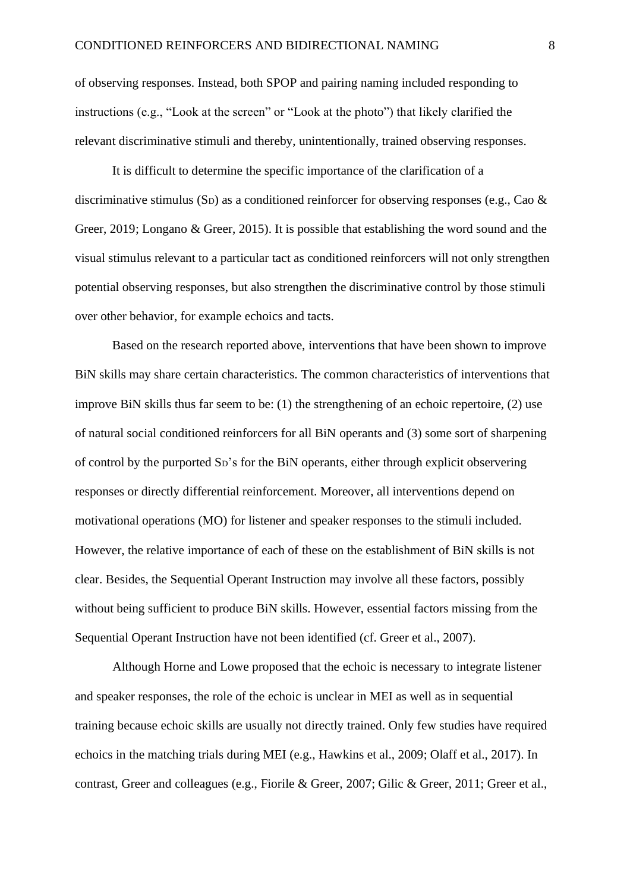of observing responses. Instead, both SPOP and pairing naming included responding to instructions (e.g., "Look at the screen" or "Look at the photo") that likely clarified the relevant discriminative stimuli and thereby, unintentionally, trained observing responses.

It is difficult to determine the specific importance of the clarification of a discriminative stimulus ($S_D$) as a conditioned reinforcer for observing responses (e.g., Cao & Greer, 2019; Longano & Greer, 2015). It is possible that establishing the word sound and the visual stimulus relevant to a particular tact as conditioned reinforcers will not only strengthen potential observing responses, but also strengthen the discriminative control by those stimuli over other behavior, for example echoics and tacts.

Based on the research reported above, interventions that have been shown to improve BiN skills may share certain characteristics. The common characteristics of interventions that improve BiN skills thus far seem to be: (1) the strengthening of an echoic repertoire, (2) use of natural social conditioned reinforcers for all BiN operants and (3) some sort of sharpening of control by the purported $S_D$'s for the BiN operants, either through explicit observering responses or directly differential reinforcement. Moreover, all interventions depend on motivational operations (MO) for listener and speaker responses to the stimuli included. However, the relative importance of each of these on the establishment of BiN skills is not clear. Besides, the Sequential Operant Instruction may involve all these factors, possibly without being sufficient to produce BiN skills. However, essential factors missing from the Sequential Operant Instruction have not been identified (cf. Greer et al., 2007).

Although Horne and Lowe proposed that the echoic is necessary to integrate listener and speaker responses, the role of the echoic is unclear in MEI as well as in sequential training because echoic skills are usually not directly trained. Only few studies have required echoics in the matching trials during MEI (e.g., Hawkins et al., 2009; Olaff et al., 2017). In contrast, Greer and colleagues (e.g., Fiorile & Greer, 2007; Gilic & Greer, 2011; Greer et al.,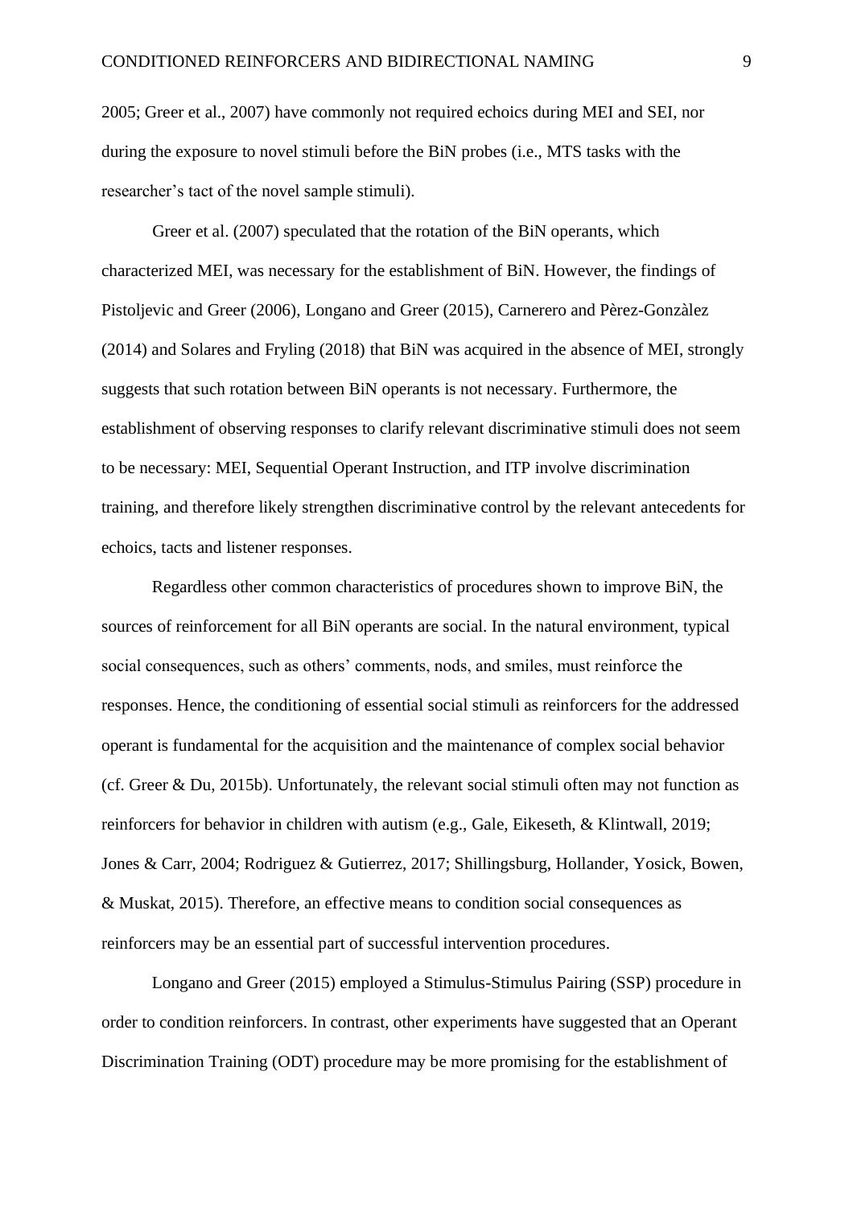2005; Greer et al., 2007) have commonly not required echoics during MEI and SEI, nor during the exposure to novel stimuli before the BiN probes (i.e., MTS tasks with the researcher's tact of the novel sample stimuli).

Greer et al. (2007) speculated that the rotation of the BiN operants, which characterized MEI, was necessary for the establishment of BiN. However, the findings of Pistoljevic and Greer (2006), Longano and Greer (2015), Carnerero and Pèrez-Gonzàlez (2014) and Solares and Fryling (2018) that BiN was acquired in the absence of MEI, strongly suggests that such rotation between BiN operants is not necessary. Furthermore, the establishment of observing responses to clarify relevant discriminative stimuli does not seem to be necessary: MEI, Sequential Operant Instruction, and ITP involve discrimination training, and therefore likely strengthen discriminative control by the relevant antecedents for echoics, tacts and listener responses.

Regardless other common characteristics of procedures shown to improve BiN, the sources of reinforcement for all BiN operants are social. In the natural environment, typical social consequences, such as others' comments, nods, and smiles, must reinforce the responses. Hence, the conditioning of essential social stimuli as reinforcers for the addressed operant is fundamental for the acquisition and the maintenance of complex social behavior (cf. Greer & Du, 2015b). Unfortunately, the relevant social stimuli often may not function as reinforcers for behavior in children with autism (e.g., Gale, Eikeseth, & Klintwall, 2019; Jones & Carr, 2004; Rodriguez & Gutierrez, 2017; Shillingsburg, Hollander, Yosick, Bowen, & Muskat, 2015). Therefore, an effective means to condition social consequences as reinforcers may be an essential part of successful intervention procedures.

Longano and Greer (2015) employed a Stimulus-Stimulus Pairing (SSP) procedure in order to condition reinforcers. In contrast, other experiments have suggested that an Operant Discrimination Training (ODT) procedure may be more promising for the establishment of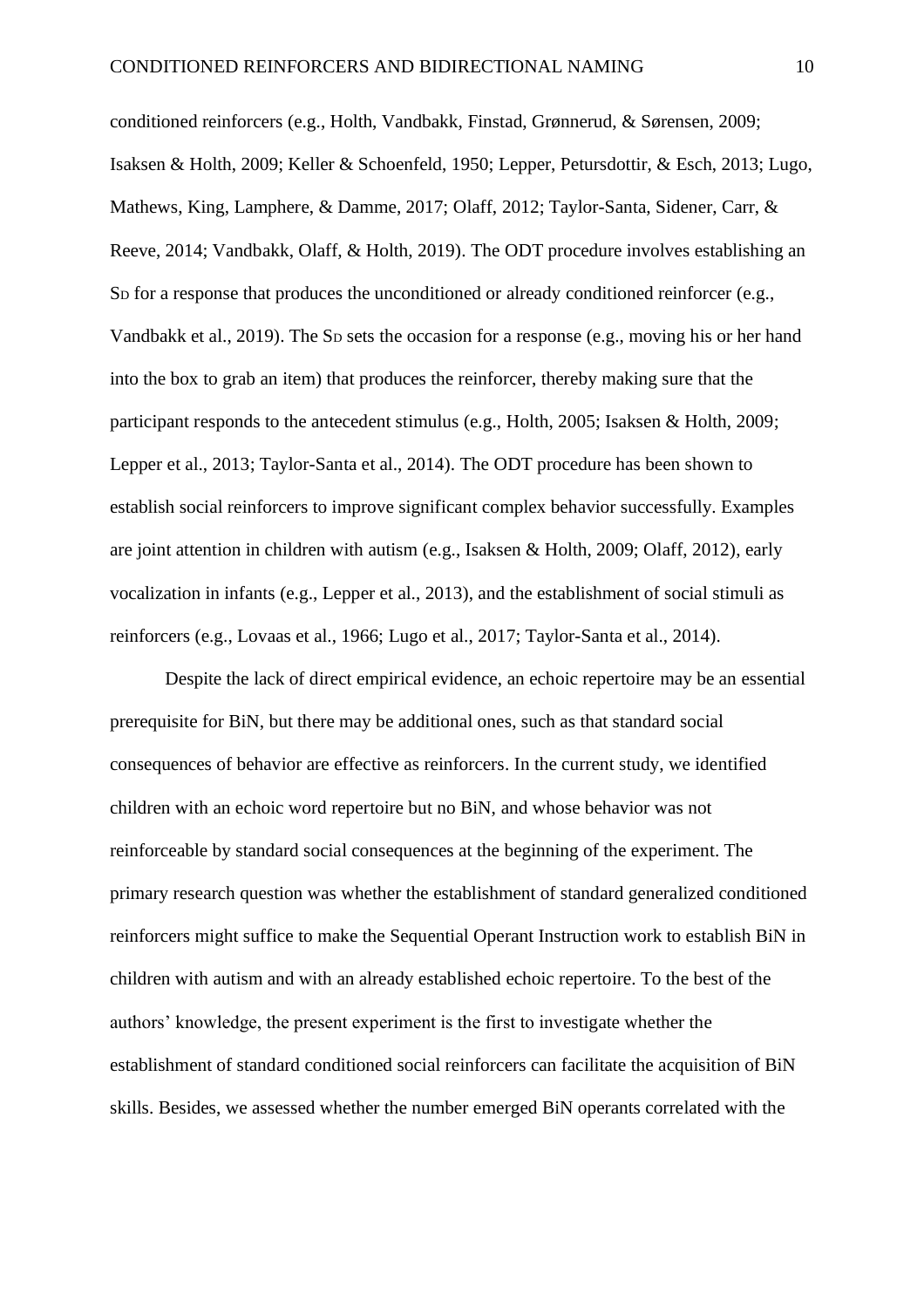conditioned reinforcers (e.g., Holth, Vandbakk, Finstad, Grønnerud, & Sørensen, 2009; Isaksen & Holth, 2009; Keller & Schoenfeld, 1950; Lepper, Petursdottir, & Esch, 2013; Lugo, Mathews, King, Lamphere, & Damme, 2017; Olaff, 2012; Taylor-Santa, Sidener, Carr, & Reeve, 2014; Vandbakk, Olaff, & Holth, 2019). The ODT procedure involves establishing an $S_D$ for a response that produces the unconditioned or already conditioned reinforcer (e.g., Vandbakk et al., 2019). The $S_D$ sets the occasion for a response (e.g., moving his or her hand into the box to grab an item) that produces the reinforcer, thereby making sure that the participant responds to the antecedent stimulus (e.g., Holth, 2005; Isaksen & Holth, 2009; Lepper et al., 2013; Taylor-Santa et al., 2014). The ODT procedure has been shown to establish social reinforcers to improve significant complex behavior successfully. Examples are joint attention in children with autism (e.g., Isaksen & Holth, 2009; Olaff, 2012), early vocalization in infants (e.g., Lepper et al., 2013), and the establishment of social stimuli as reinforcers (e.g., Lovaas et al., 1966; Lugo et al., 2017; Taylor-Santa et al., 2014).

Despite the lack of direct empirical evidence, an echoic repertoire may be an essential prerequisite for BiN, but there may be additional ones, such as that standard social consequences of behavior are effective as reinforcers. In the current study, we identified children with an echoic word repertoire but no BiN, and whose behavior was not reinforceable by standard social consequences at the beginning of the experiment. The primary research question was whether the establishment of standard generalized conditioned reinforcers might suffice to make the Sequential Operant Instruction work to establish BiN in children with autism and with an already established echoic repertoire. To the best of the authors' knowledge, the present experiment is the first to investigate whether the establishment of standard conditioned social reinforcers can facilitate the acquisition of BiN skills. Besides, we assessed whether the number emerged BiN operants correlated with the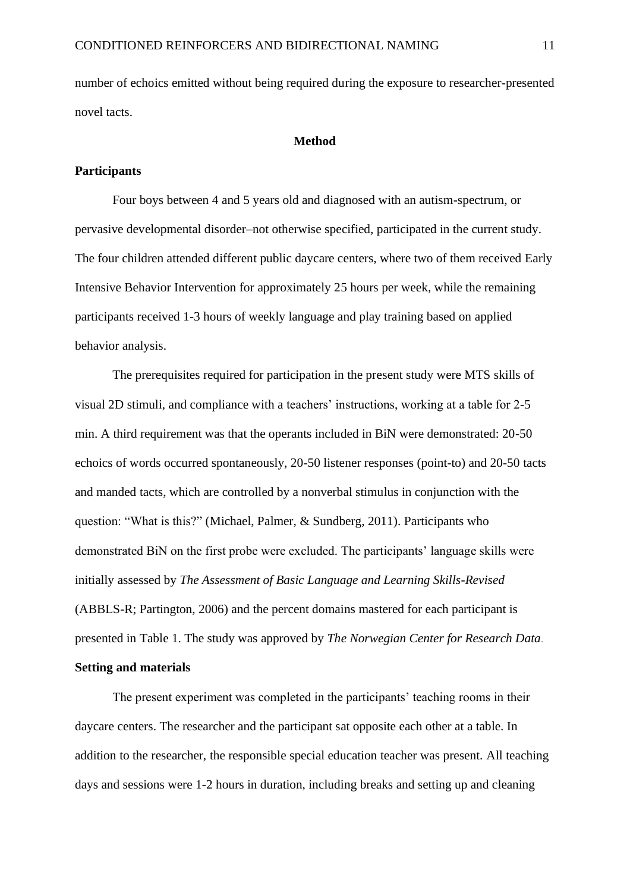number of echoics emitted without being required during the exposure to researcher-presented novel tacts.

## Method

### Participants

Four boys between 4 and 5 years old and diagnosed with an autism-spectrum, or pervasive developmental disorder–not otherwise specified, participated in the current study. The four children attended different public daycare centers, where two of them received Early Intensive Behavior Intervention for approximately 25 hours per week, while the remaining participants received 1-3 hours of weekly language and play training based on applied behavior analysis.

The prerequisites required for participation in the present study were MTS skills of visual 2D stimuli, and compliance with a teachers' instructions, working at a table for 2-5 min. A third requirement was that the operants included in BiN were demonstrated: 20-50 echoics of words occurred spontaneously, 20-50 listener responses (point-to) and 20-50 tacts and manded tacts, which are controlled by a nonverbal stimulus in conjunction with the question: "What is this?" (Michael, Palmer, & Sundberg, 2011). Participants who demonstrated BiN on the first probe were excluded. The participants' language skills were initially assessed by *The Assessment of Basic Language and Learning Skills-Revised* (ABBLS-R; Partington, 2006) and the percent domains mastered for each participant is presented in Table 1. The study was approved by *The Norwegian Center for Research Data*.

### Setting and materials

The present experiment was completed in the participants' teaching rooms in their daycare centers. The researcher and the participant sat opposite each other at a table. In addition to the researcher, the responsible special education teacher was present. All teaching days and sessions were 1-2 hours in duration, including breaks and setting up and cleaning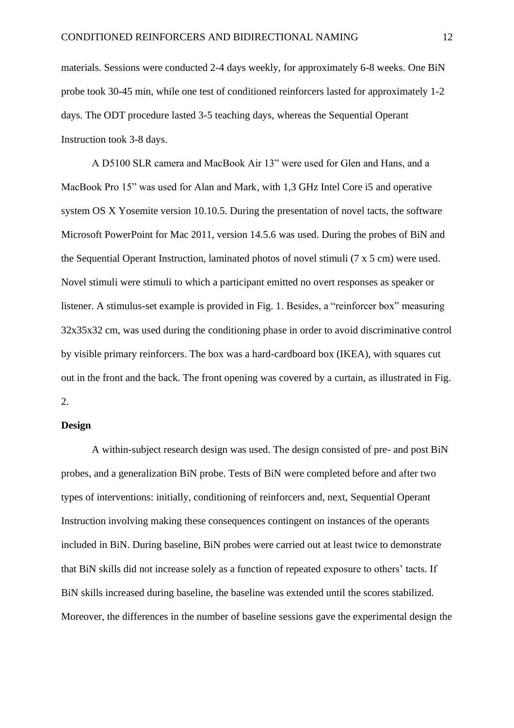materials. Sessions were conducted 2-4 days weekly, for approximately 6-8 weeks. One BiN probe took 30-45 min, while one test of conditioned reinforcers lasted for approximately 1-2 days. The ODT procedure lasted 3-5 teaching days, whereas the Sequential Operant Instruction took 3-8 days.

A D5100 SLR camera and MacBook Air 13" were used for Glen and Hans, and a MacBook Pro 15" was used for Alan and Mark, with 1,3 GHz Intel Core i5 and operative system OS X Yosemite version 10.10.5. During the presentation of novel tacts, the software Microsoft PowerPoint for Mac 2011, version 14.5.6 was used. During the probes of BiN and the Sequential Operant Instruction, laminated photos of novel stimuli (7 x 5 cm) were used. Novel stimuli were stimuli to which a participant emitted no overt responses as speaker or listener. A stimulus-set example is provided in Fig. 1. Besides, a "reinforcer box" measuring 32x35x32 cm, was used during the conditioning phase in order to avoid discriminative control by visible primary reinforcers. The box was a hard-cardboard box (IKEA), with squares cut out in the front and the back. The front opening was covered by a curtain, as illustrated in Fig. 2.

**Design**

A within-subject research design was used. The design consisted of pre- and post BiN probes, and a generalization BiN probe. Tests of BiN were completed before and after two types of interventions: initially, conditioning of reinforcers and, next, Sequential Operant Instruction involving making these consequences contingent on instances of the operants included in BiN. During baseline, BiN probes were carried out at least twice to demonstrate that BiN skills did not increase solely as a function of repeated exposure to others' tacts. If BiN skills increased during baseline, the baseline was extended until the scores stabilized. Moreover, the differences in the number of baseline sessions gave the experimental design the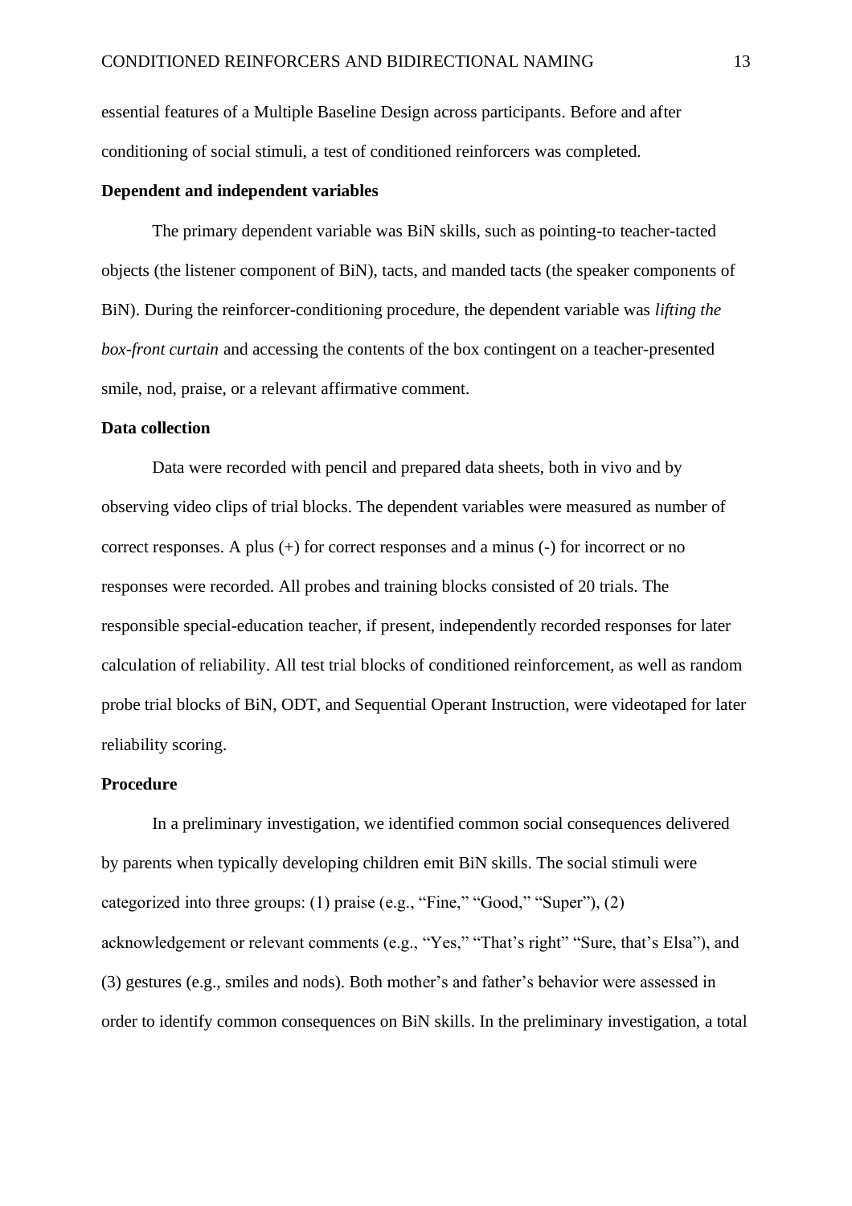essential features of a Multiple Baseline Design across participants. Before and after conditioning of social stimuli, a test of conditioned reinforcers was completed.

**Dependent and independent variables**

The primary dependent variable was BiN skills, such as pointing-to teacher-tacted objects (the listener component of BiN), tacts, and manded tacts (the speaker components of BiN). During the reinforcer-conditioning procedure, the dependent variable was *lifting the box-front curtain* and accessing the contents of the box contingent on a teacher-presented smile, nod, praise, or a relevant affirmative comment.

**Data collection**

Data were recorded with pencil and prepared data sheets, both in vivo and by observing video clips of trial blocks. The dependent variables were measured as number of correct responses. A plus (+) for correct responses and a minus (-) for incorrect or no responses were recorded. All probes and training blocks consisted of 20 trials. The responsible special-education teacher, if present, independently recorded responses for later calculation of reliability. All test trial blocks of conditioned reinforcement, as well as random probe trial blocks of BiN, ODT, and Sequential Operant Instruction, were videotaped for later reliability scoring.

**Procedure**

In a preliminary investigation, we identified common social consequences delivered by parents when typically developing children emit BiN skills. The social stimuli were categorized into three groups: (1) praise (e.g., "Fine," "Good," "Super"), (2) acknowledgement or relevant comments (e.g., "Yes," "That's right" "Sure, that's Elsa"), and (3) gestures (e.g., smiles and nods). Both mother's and father's behavior were assessed in order to identify common consequences on BiN skills. In the preliminary investigation, a total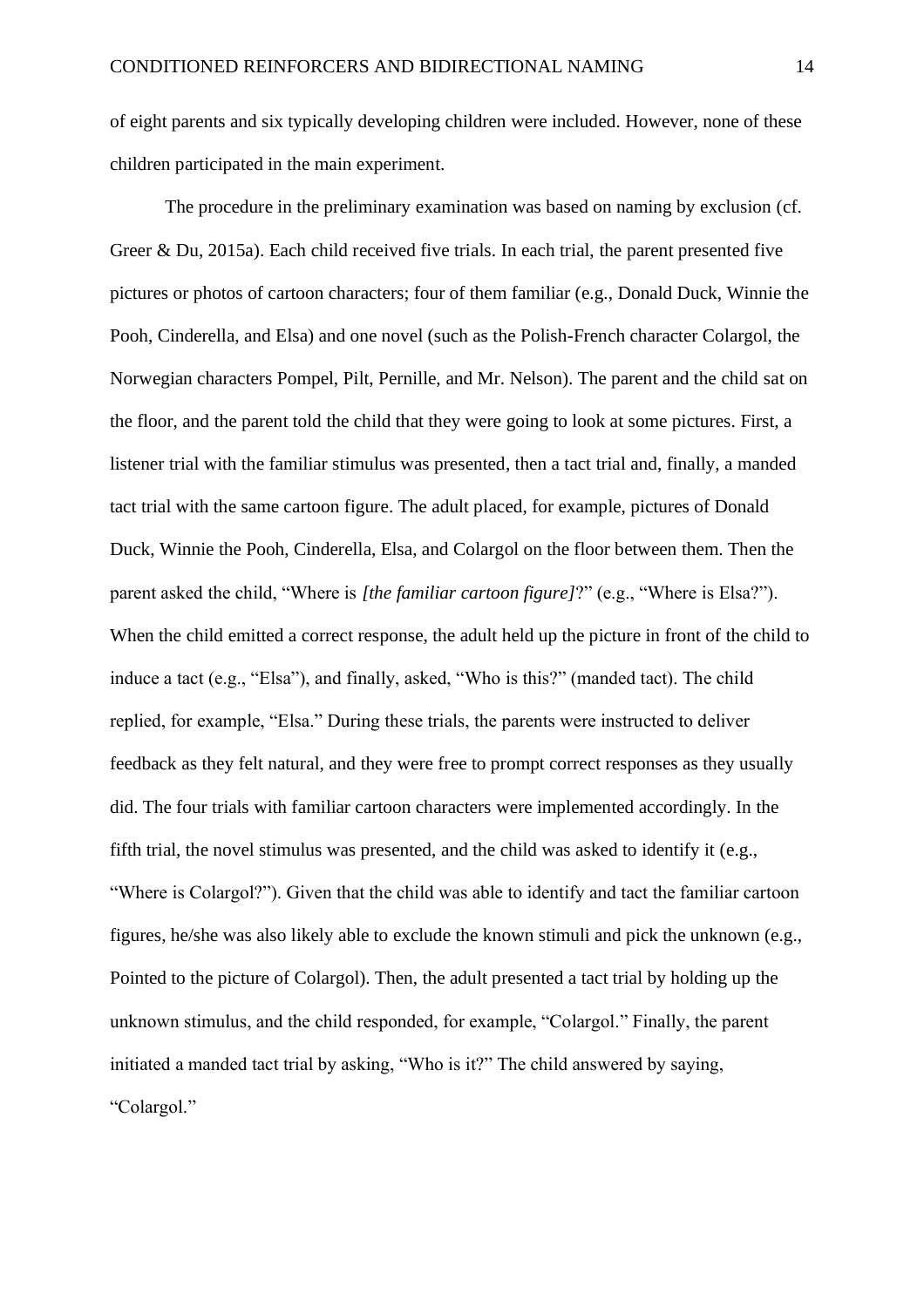of eight parents and six typically developing children were included. However, none of these children participated in the main experiment.

The procedure in the preliminary examination was based on naming by exclusion (cf. Greer & Du, 2015a). Each child received five trials. In each trial, the parent presented five pictures or photos of cartoon characters; four of them familiar (e.g., Donald Duck, Winnie the Pooh, Cinderella, and Elsa) and one novel (such as the Polish-French character Colargol, the Norwegian characters Pompel, Pilt, Pernille, and Mr. Nelson). The parent and the child sat on the floor, and the parent told the child that they were going to look at some pictures. First, a listener trial with the familiar stimulus was presented, then a tact trial and, finally, a manded tact trial with the same cartoon figure. The adult placed, for example, pictures of Donald Duck, Winnie the Pooh, Cinderella, Elsa, and Colargol on the floor between them. Then the parent asked the child, "Where is *[the familiar cartoon figure]*?" (e.g., "Where is Elsa?"). When the child emitted a correct response, the adult held up the picture in front of the child to induce a tact (e.g., "Elsa"), and finally, asked, "Who is this?" (manded tact). The child replied, for example, "Elsa." During these trials, the parents were instructed to deliver feedback as they felt natural, and they were free to prompt correct responses as they usually did. The four trials with familiar cartoon characters were implemented accordingly. In the fifth trial, the novel stimulus was presented, and the child was asked to identify it (e.g., "Where is Colargol?"). Given that the child was able to identify and tact the familiar cartoon figures, he/she was also likely able to exclude the known stimuli and pick the unknown (e.g., Pointed to the picture of Colargol). Then, the adult presented a tact trial by holding up the unknown stimulus, and the child responded, for example, "Colargol." Finally, the parent initiated a manded tact trial by asking, "Who is it?" The child answered by saying, "Colargol."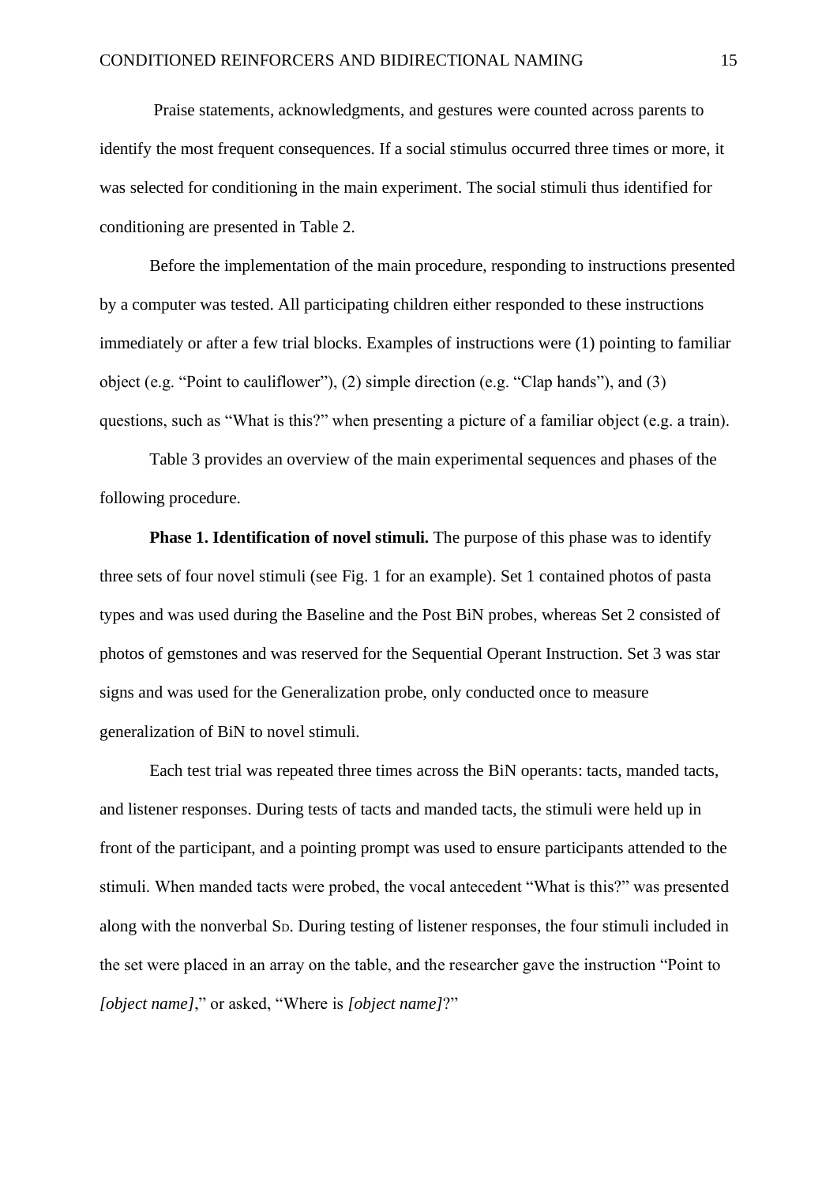Praise statements, acknowledgments, and gestures were counted across parents to identify the most frequent consequences. If a social stimulus occurred three times or more, it was selected for conditioning in the main experiment. The social stimuli thus identified for conditioning are presented in Table 2.

Before the implementation of the main procedure, responding to instructions presented by a computer was tested. All participating children either responded to these instructions immediately or after a few trial blocks. Examples of instructions were (1) pointing to familiar object (e.g. "Point to cauliflower"), (2) simple direction (e.g. "Clap hands"), and (3) questions, such as "What is this?" when presenting a picture of a familiar object (e.g. a train).

Table 3 provides an overview of the main experimental sequences and phases of the following procedure.

**Phase 1. Identification of novel stimuli.** The purpose of this phase was to identify three sets of four novel stimuli (see Fig. 1 for an example). Set 1 contained photos of pasta types and was used during the Baseline and the Post BiN probes, whereas Set 2 consisted of photos of gemstones and was reserved for the Sequential Operant Instruction. Set 3 was star signs and was used for the Generalization probe, only conducted once to measure generalization of BiN to novel stimuli.

Each test trial was repeated three times across the BiN operants: tacts, manded tacts, and listener responses. During tests of tacts and manded tacts, the stimuli were held up in front of the participant, and a pointing prompt was used to ensure participants attended to the stimuli. When manded tacts were probed, the vocal antecedent "What is this?" was presented along with the nonverbal $S_D$. During testing of listener responses, the four stimuli included in the set were placed in an array on the table, and the researcher gave the instruction "Point to *[object name]*," or asked, "Where is *[object name]*?"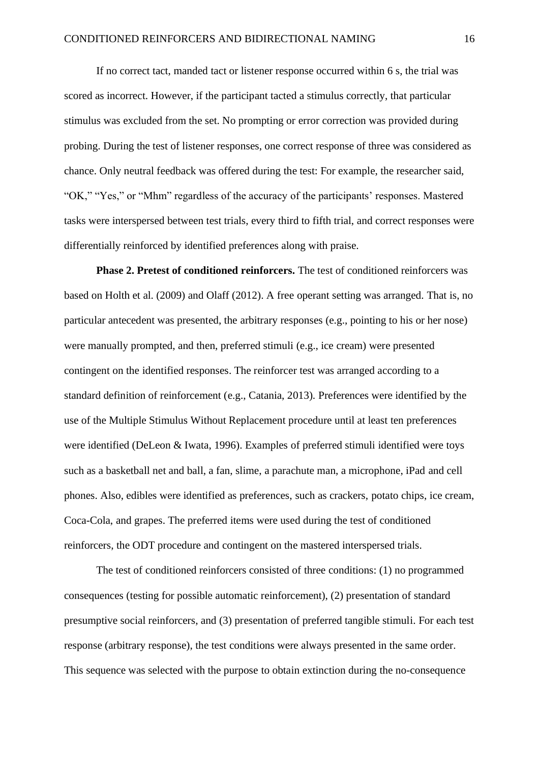If no correct tact, manded tact or listener response occurred within 6 s, the trial was scored as incorrect. However, if the participant tacted a stimulus correctly, that particular stimulus was excluded from the set. No prompting or error correction was provided during probing. During the test of listener responses, one correct response of three was considered as chance. Only neutral feedback was offered during the test: For example, the researcher said, “OK,” “Yes,” or “Mhm” regardless of the accuracy of the participants’ responses. Mastered tasks were interspersed between test trials, every third to fifth trial, and correct responses were differentially reinforced by identified preferences along with praise.

**Phase 2. Pretest of conditioned reinforcers.** The test of conditioned reinforcers was based on Holth et al. (2009) and Olaff (2012). A free operant setting was arranged. That is, no particular antecedent was presented, the arbitrary responses (e.g., pointing to his or her nose) were manually prompted, and then, preferred stimuli (e.g., ice cream) were presented contingent on the identified responses. The reinforcer test was arranged according to a standard definition of reinforcement (e.g., Catania, 2013). Preferences were identified by the use of the Multiple Stimulus Without Replacement procedure until at least ten preferences were identified (DeLeon & Iwata, 1996). Examples of preferred stimuli identified were toys such as a basketball net and ball, a fan, slime, a parachute man, a microphone, iPad and cell phones. Also, edibles were identified as preferences, such as crackers, potato chips, ice cream, Coca-Cola, and grapes. The preferred items were used during the test of conditioned reinforcers, the ODT procedure and contingent on the mastered interspersed trials.

The test of conditioned reinforcers consisted of three conditions: (1) no programmed consequences (testing for possible automatic reinforcement), (2) presentation of standard presumptive social reinforcers, and (3) presentation of preferred tangible stimuli. For each test response (arbitrary response), the test conditions were always presented in the same order. This sequence was selected with the purpose to obtain extinction during the no-consequence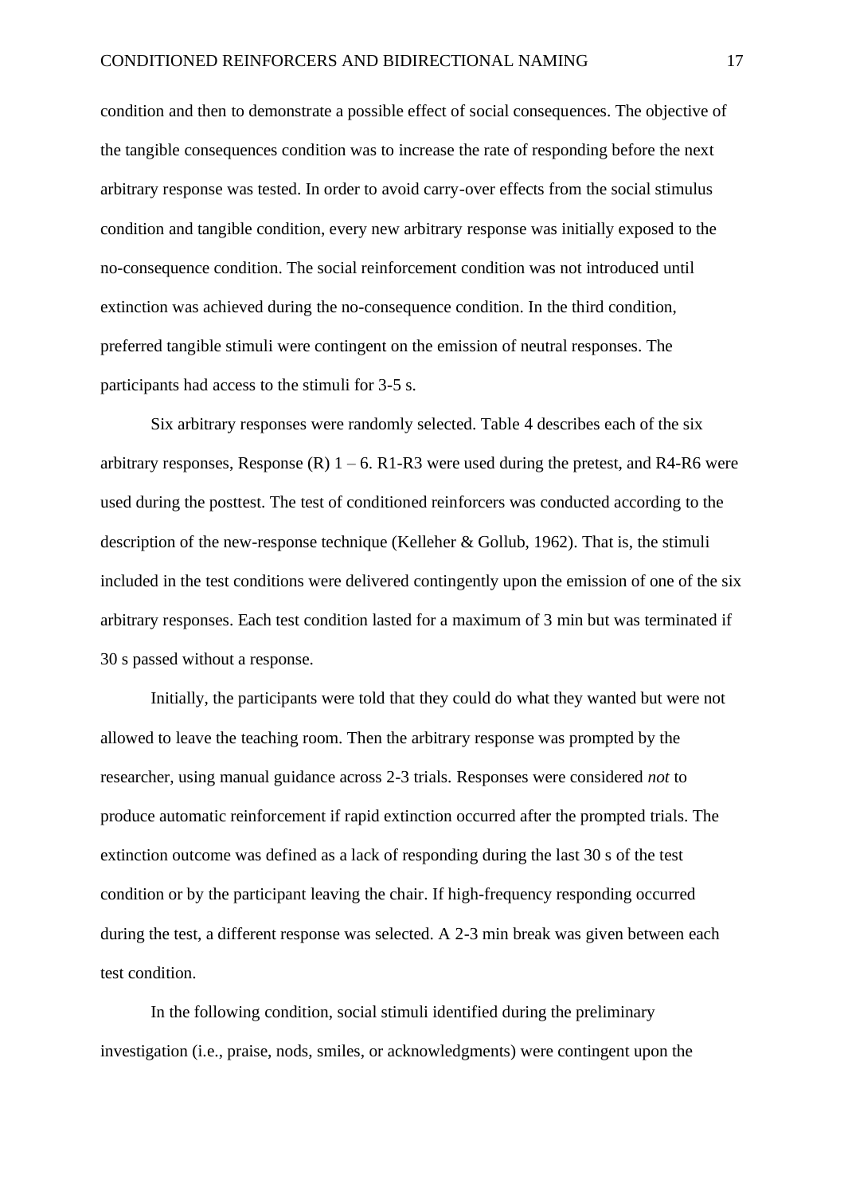condition and then to demonstrate a possible effect of social consequences. The objective of the tangible consequences condition was to increase the rate of responding before the next arbitrary response was tested. In order to avoid carry-over effects from the social stimulus condition and tangible condition, every new arbitrary response was initially exposed to the no-consequence condition. The social reinforcement condition was not introduced until extinction was achieved during the no-consequence condition. In the third condition, preferred tangible stimuli were contingent on the emission of neutral responses. The participants had access to the stimuli for 3-5 s.

Six arbitrary responses were randomly selected. Table 4 describes each of the six arbitrary responses, Response (R) 1 – 6. R1-R3 were used during the pretest, and R4-R6 were used during the posttest. The test of conditioned reinforcers was conducted according to the description of the new-response technique (Kelleher & Gollub, 1962). That is, the stimuli included in the test conditions were delivered contingently upon the emission of one of the six arbitrary responses. Each test condition lasted for a maximum of 3 min but was terminated if 30 s passed without a response.

Initially, the participants were told that they could do what they wanted but were not allowed to leave the teaching room. Then the arbitrary response was prompted by the researcher, using manual guidance across 2-3 trials. Responses were considered *not* to produce automatic reinforcement if rapid extinction occurred after the prompted trials. The extinction outcome was defined as a lack of responding during the last 30 s of the test condition or by the participant leaving the chair. If high-frequency responding occurred during the test, a different response was selected. A 2-3 min break was given between each test condition.

In the following condition, social stimuli identified during the preliminary investigation (i.e., praise, nods, smiles, or acknowledgments) were contingent upon the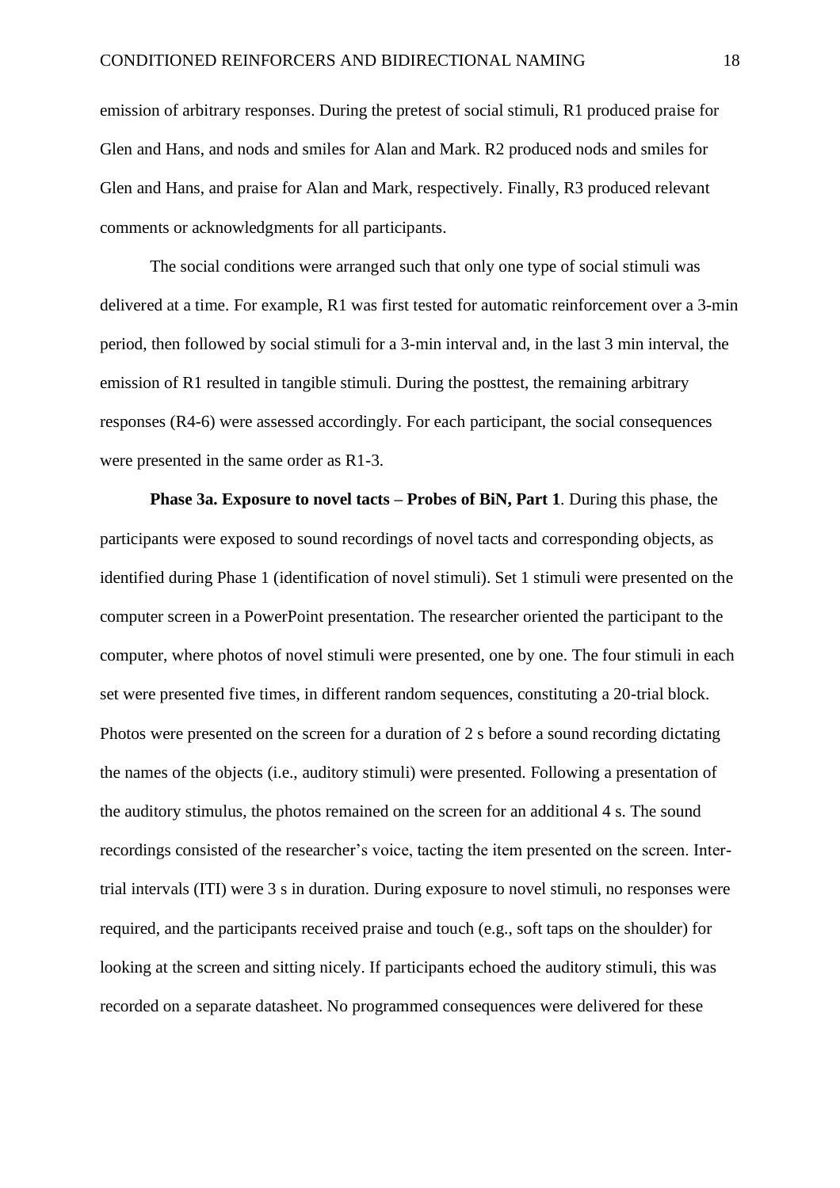emission of arbitrary responses. During the pretest of social stimuli, R1 produced praise for Glen and Hans, and nods and smiles for Alan and Mark. R2 produced nods and smiles for Glen and Hans, and praise for Alan and Mark, respectively. Finally, R3 produced relevant comments or acknowledgments for all participants.

The social conditions were arranged such that only one type of social stimuli was delivered at a time. For example, R1 was first tested for automatic reinforcement over a 3-min period, then followed by social stimuli for a 3-min interval and, in the last 3 min interval, the emission of R1 resulted in tangible stimuli. During the posttest, the remaining arbitrary responses (R4-6) were assessed accordingly. For each participant, the social consequences were presented in the same order as R1-3.

**Phase 3a. Exposure to novel tacts – Probes of BiN, Part 1**. During this phase, the participants were exposed to sound recordings of novel tacts and corresponding objects, as identified during Phase 1 (identification of novel stimuli). Set 1 stimuli were presented on the computer screen in a PowerPoint presentation. The researcher oriented the participant to the computer, where photos of novel stimuli were presented, one by one. The four stimuli in each set were presented five times, in different random sequences, constituting a 20-trial block. Photos were presented on the screen for a duration of 2 s before a sound recording dictating the names of the objects (i.e., auditory stimuli) were presented. Following a presentation of the auditory stimulus, the photos remained on the screen for an additional 4 s. The sound recordings consisted of the researcher's voice, tacting the item presented on the screen. Inter-trial intervals (ITI) were 3 s in duration. During exposure to novel stimuli, no responses were required, and the participants received praise and touch (e.g., soft taps on the shoulder) for looking at the screen and sitting nicely. If participants echoed the auditory stimuli, this was recorded on a separate datasheet. No programmed consequences were delivered for these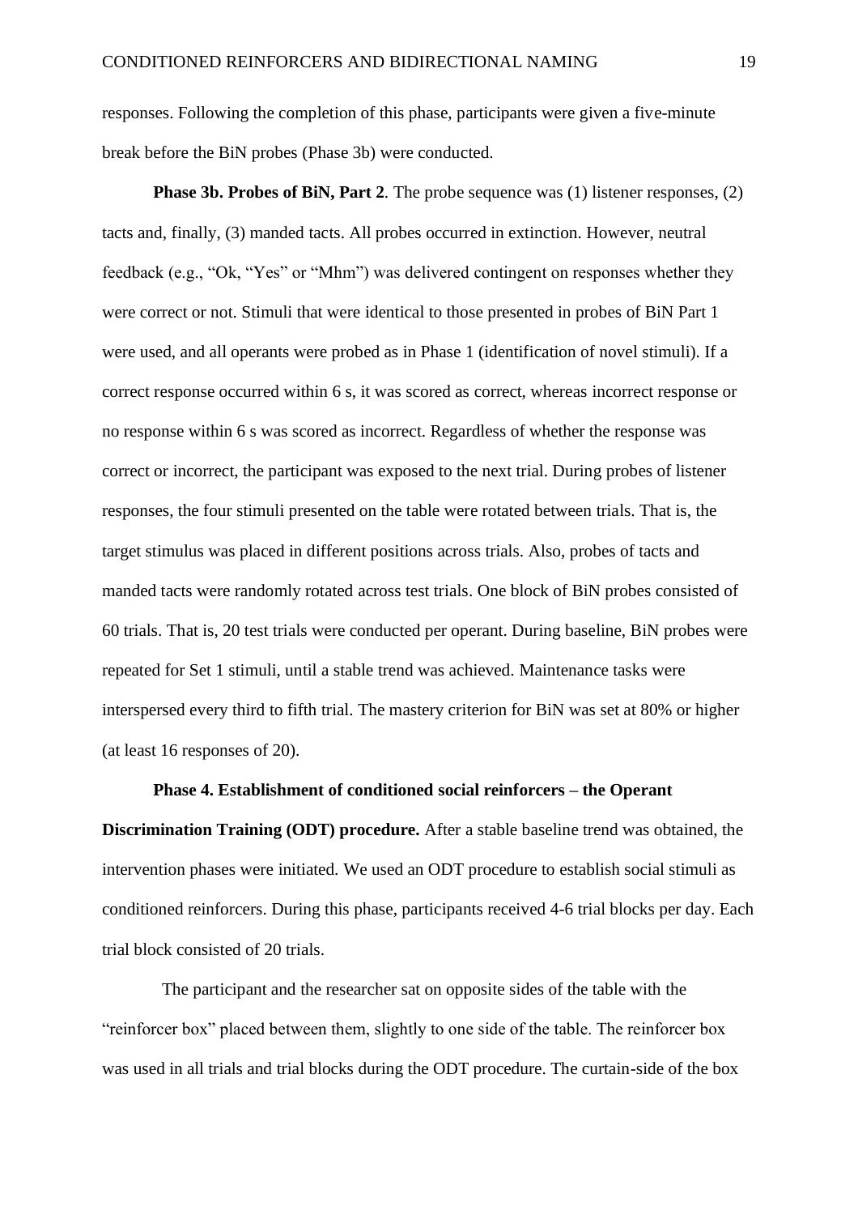responses. Following the completion of this phase, participants were given a five-minute break before the BiN probes (Phase 3b) were conducted.

**Phase 3b. Probes of BiN, Part 2**. The probe sequence was (1) listener responses, (2) tacts and, finally, (3) manded tacts. All probes occurred in extinction. However, neutral feedback (e.g., "Ok, "Yes" or "Mhm") was delivered contingent on responses whether they were correct or not. Stimuli that were identical to those presented in probes of BiN Part 1 were used, and all operants were probed as in Phase 1 (identification of novel stimuli). If a correct response occurred within 6 s, it was scored as correct, whereas incorrect response or no response within 6 s was scored as incorrect. Regardless of whether the response was correct or incorrect, the participant was exposed to the next trial. During probes of listener responses, the four stimuli presented on the table were rotated between trials. That is, the target stimulus was placed in different positions across trials. Also, probes of tacts and manded tacts were randomly rotated across test trials. One block of BiN probes consisted of 60 trials. That is, 20 test trials were conducted per operant. During baseline, BiN probes were repeated for Set 1 stimuli, until a stable trend was achieved. Maintenance tasks were interspersed every third to fifth trial. The mastery criterion for BiN was set at 80% or higher (at least 16 responses of 20).

**Phase 4. Establishment of conditioned social reinforcers – the Operant Discrimination Training (ODT) procedure.** After a stable baseline trend was obtained, the intervention phases were initiated. We used an ODT procedure to establish social stimuli as conditioned reinforcers. During this phase, participants received 4-6 trial blocks per day. Each trial block consisted of 20 trials.

The participant and the researcher sat on opposite sides of the table with the "reinforcer box" placed between them, slightly to one side of the table. The reinforcer box was used in all trials and trial blocks during the ODT procedure. The curtain-side of the box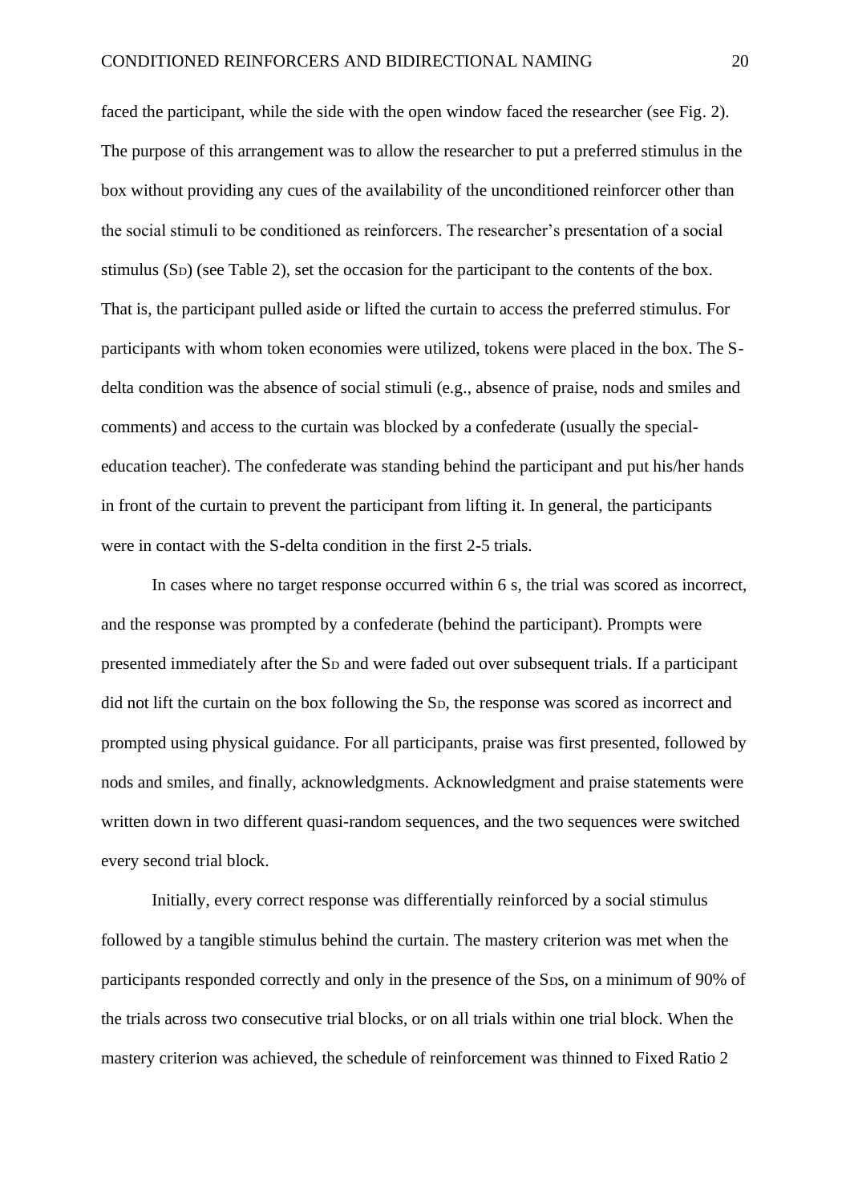faced the participant, while the side with the open window faced the researcher (see Fig. 2). The purpose of this arrangement was to allow the researcher to put a preferred stimulus in the box without providing any cues of the availability of the unconditioned reinforcer other than the social stimuli to be conditioned as reinforcers. The researcher's presentation of a social stimulus ($S_D$) (see Table 2), set the occasion for the participant to the contents of the box. That is, the participant pulled aside or lifted the curtain to access the preferred stimulus. For participants with whom token economies were utilized, tokens were placed in the box. The S-delta condition was the absence of social stimuli (e.g., absence of praise, nods and smiles and comments) and access to the curtain was blocked by a confederate (usually the special-education teacher). The confederate was standing behind the participant and put his/her hands in front of the curtain to prevent the participant from lifting it. In general, the participants were in contact with the S-delta condition in the first 2-5 trials.

In cases where no target response occurred within 6 s, the trial was scored as incorrect, and the response was prompted by a confederate (behind the participant). Prompts were presented immediately after the $S_D$ and were faded out over subsequent trials. If a participant did not lift the curtain on the box following the $S_D$, the response was scored as incorrect and prompted using physical guidance. For all participants, praise was first presented, followed by nods and smiles, and finally, acknowledgments. Acknowledgment and praise statements were written down in two different quasi-random sequences, and the two sequences were switched every second trial block.

Initially, every correct response was differentially reinforced by a social stimulus followed by a tangible stimulus behind the curtain. The mastery criterion was met when the participants responded correctly and only in the presence of the $S_D$s, on a minimum of 90% of the trials across two consecutive trial blocks, or on all trials within one trial block. When the mastery criterion was achieved, the schedule of reinforcement was thinned to Fixed Ratio 2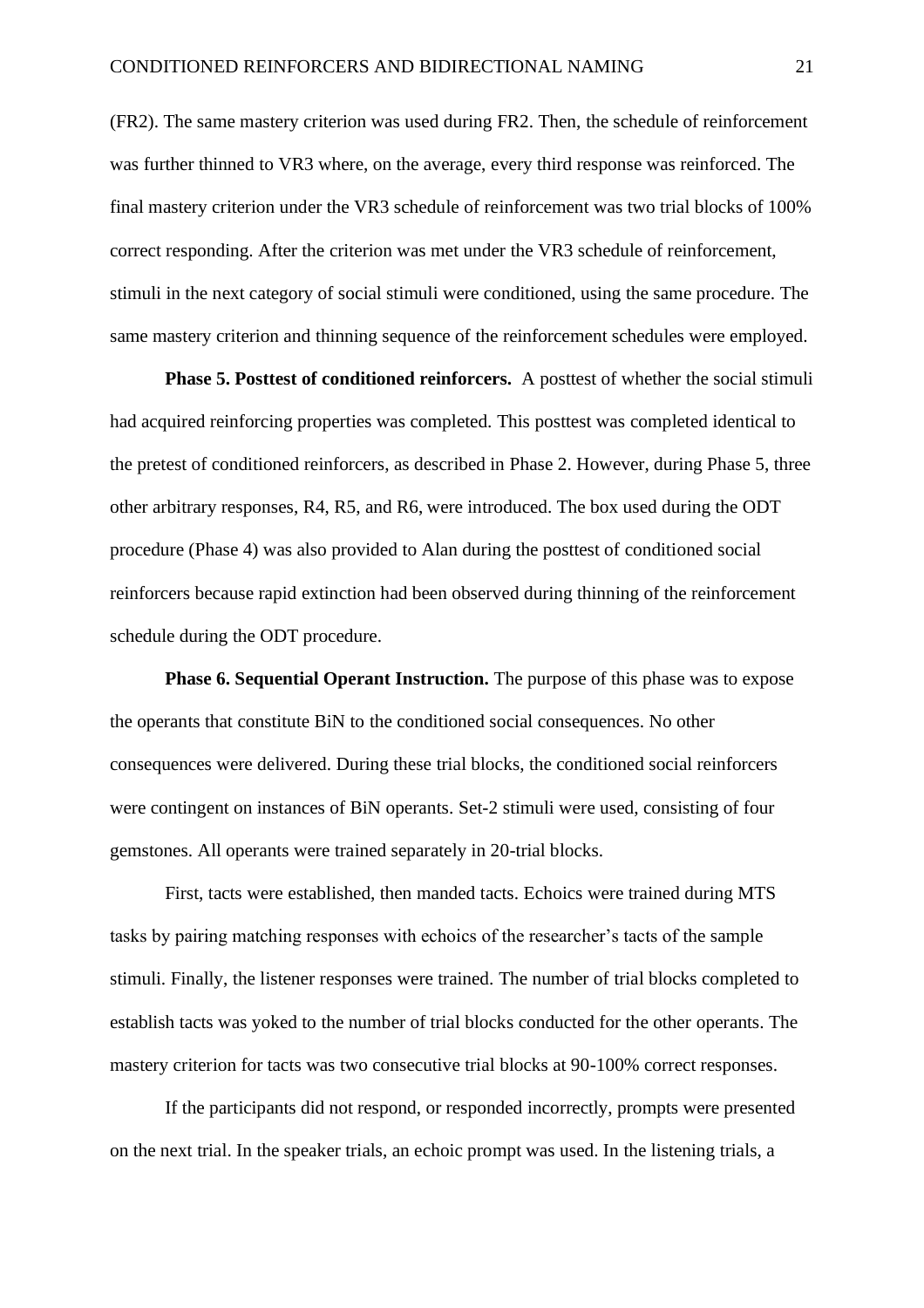(FR2). The same mastery criterion was used during FR2. Then, the schedule of reinforcement was further thinned to VR3 where, on the average, every third response was reinforced. The final mastery criterion under the VR3 schedule of reinforcement was two trial blocks of 100% correct responding. After the criterion was met under the VR3 schedule of reinforcement, stimuli in the next category of social stimuli were conditioned, using the same procedure. The same mastery criterion and thinning sequence of the reinforcement schedules were employed.

**Phase 5. Posttest of conditioned reinforcers.** A posttest of whether the social stimuli had acquired reinforcing properties was completed. This posttest was completed identical to the pretest of conditioned reinforcers, as described in Phase 2. However, during Phase 5, three other arbitrary responses, R4, R5, and R6, were introduced. The box used during the ODT procedure (Phase 4) was also provided to Alan during the posttest of conditioned social reinforcers because rapid extinction had been observed during thinning of the reinforcement schedule during the ODT procedure.

**Phase 6. Sequential Operant Instruction.** The purpose of this phase was to expose the operants that constitute BiN to the conditioned social consequences. No other consequences were delivered. During these trial blocks, the conditioned social reinforcers were contingent on instances of BiN operants. Set-2 stimuli were used, consisting of four gemstones. All operants were trained separately in 20-trial blocks.

First, tacts were established, then manded tacts. Echoics were trained during MTS tasks by pairing matching responses with echoics of the researcher's tacts of the sample stimuli. Finally, the listener responses were trained. The number of trial blocks completed to establish tacts was yoked to the number of trial blocks conducted for the other operants. The mastery criterion for tacts was two consecutive trial blocks at 90-100% correct responses.

If the participants did not respond, or responded incorrectly, prompts were presented on the next trial. In the speaker trials, an echoic prompt was used. In the listening trials, a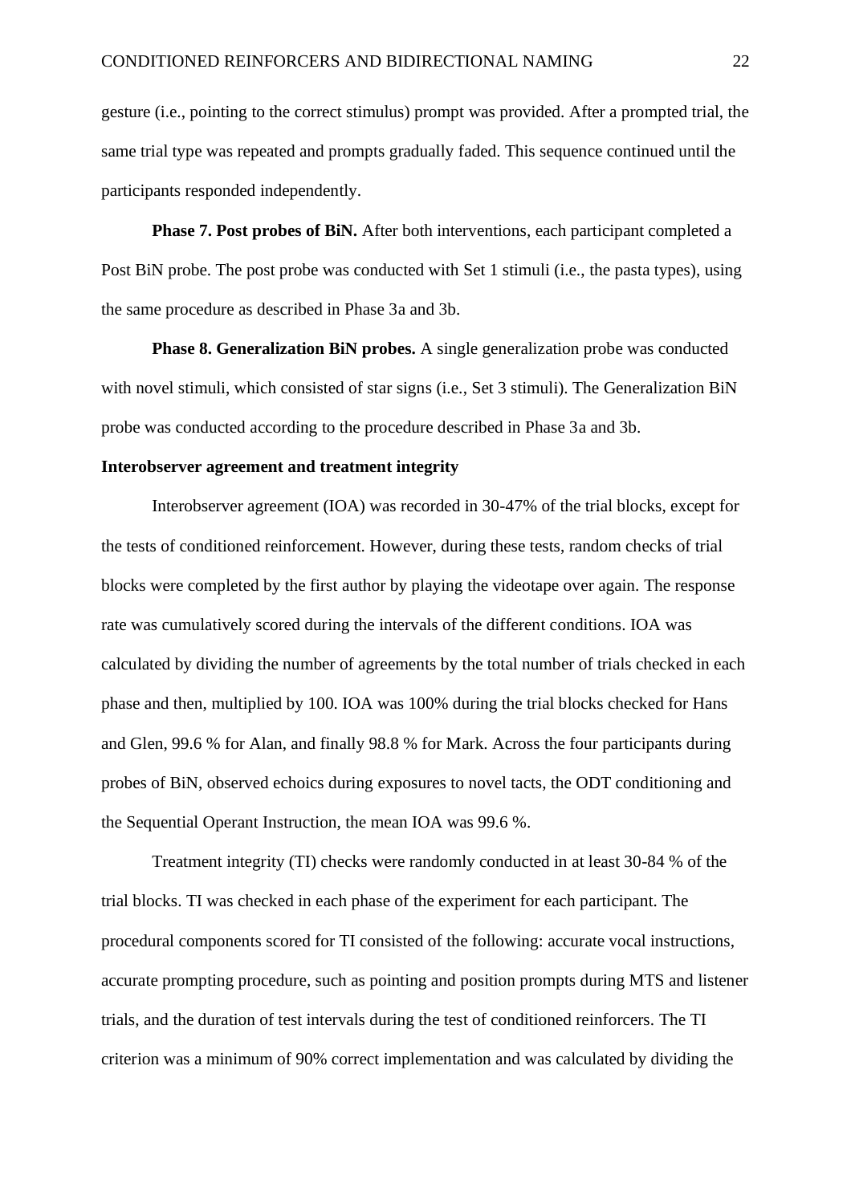gesture (i.e., pointing to the correct stimulus) prompt was provided. After a prompted trial, the same trial type was repeated and prompts gradually faded. This sequence continued until the participants responded independently.

**Phase 7. Post probes of BiN.** After both interventions, each participant completed a Post BiN probe. The post probe was conducted with Set 1 stimuli (i.e., the pasta types), using the same procedure as described in Phase 3a and 3b.

**Phase 8. Generalization BiN probes.** A single generalization probe was conducted with novel stimuli, which consisted of star signs (i.e., Set 3 stimuli). The Generalization BiN probe was conducted according to the procedure described in Phase 3a and 3b.

**Interobserver agreement and treatment integrity**

Interobserver agreement (IOA) was recorded in 30-47% of the trial blocks, except for the tests of conditioned reinforcement. However, during these tests, random checks of trial blocks were completed by the first author by playing the videotape over again. The response rate was cumulatively scored during the intervals of the different conditions. IOA was calculated by dividing the number of agreements by the total number of trials checked in each phase and then, multiplied by 100. IOA was 100% during the trial blocks checked for Hans and Glen, 99.6 % for Alan, and finally 98.8 % for Mark. Across the four participants during probes of BiN, observed echoics during exposures to novel tacts, the ODT conditioning and the Sequential Operant Instruction, the mean IOA was 99.6 %.

Treatment integrity (TI) checks were randomly conducted in at least 30-84 % of the trial blocks. TI was checked in each phase of the experiment for each participant. The procedural components scored for TI consisted of the following: accurate vocal instructions, accurate prompting procedure, such as pointing and position prompts during MTS and listener trials, and the duration of test intervals during the test of conditioned reinforcers. The TI criterion was a minimum of 90% correct implementation and was calculated by dividing the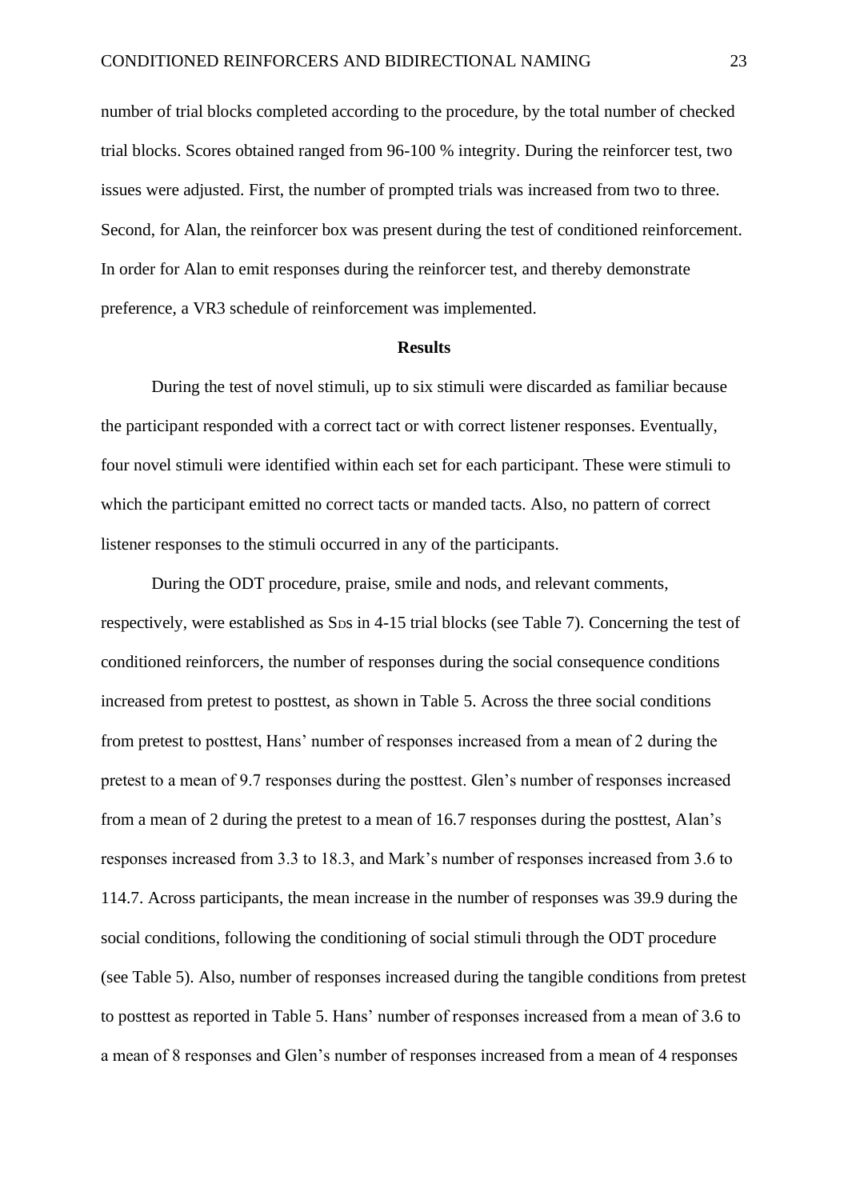number of trial blocks completed according to the procedure, by the total number of checked trial blocks. Scores obtained ranged from 96-100 % integrity. During the reinforcer test, two issues were adjusted. First, the number of prompted trials was increased from two to three. Second, for Alan, the reinforcer box was present during the test of conditioned reinforcement. In order for Alan to emit responses during the reinforcer test, and thereby demonstrate preference, a VR3 schedule of reinforcement was implemented.

## Results

During the test of novel stimuli, up to six stimuli were discarded as familiar because the participant responded with a correct tact or with correct listener responses. Eventually, four novel stimuli were identified within each set for each participant. These were stimuli to which the participant emitted no correct tacts or manded tacts. Also, no pattern of correct listener responses to the stimuli occurred in any of the participants.

During the ODT procedure, praise, smile and nods, and relevant comments, respectively, were established as $S_D$s in 4-15 trial blocks (see Table 7). Concerning the test of conditioned reinforcers, the number of responses during the social consequence conditions increased from pretest to posttest, as shown in Table 5. Across the three social conditions from pretest to posttest, Hans' number of responses increased from a mean of 2 during the pretest to a mean of 9.7 responses during the posttest. Glen's number of responses increased from a mean of 2 during the pretest to a mean of 16.7 responses during the posttest, Alan's responses increased from 3.3 to 18.3, and Mark's number of responses increased from 3.6 to 114.7. Across participants, the mean increase in the number of responses was 39.9 during the social conditions, following the conditioning of social stimuli through the ODT procedure (see Table 5). Also, number of responses increased during the tangible conditions from pretest to posttest as reported in Table 5. Hans' number of responses increased from a mean of 3.6 to a mean of 8 responses and Glen's number of responses increased from a mean of 4 responses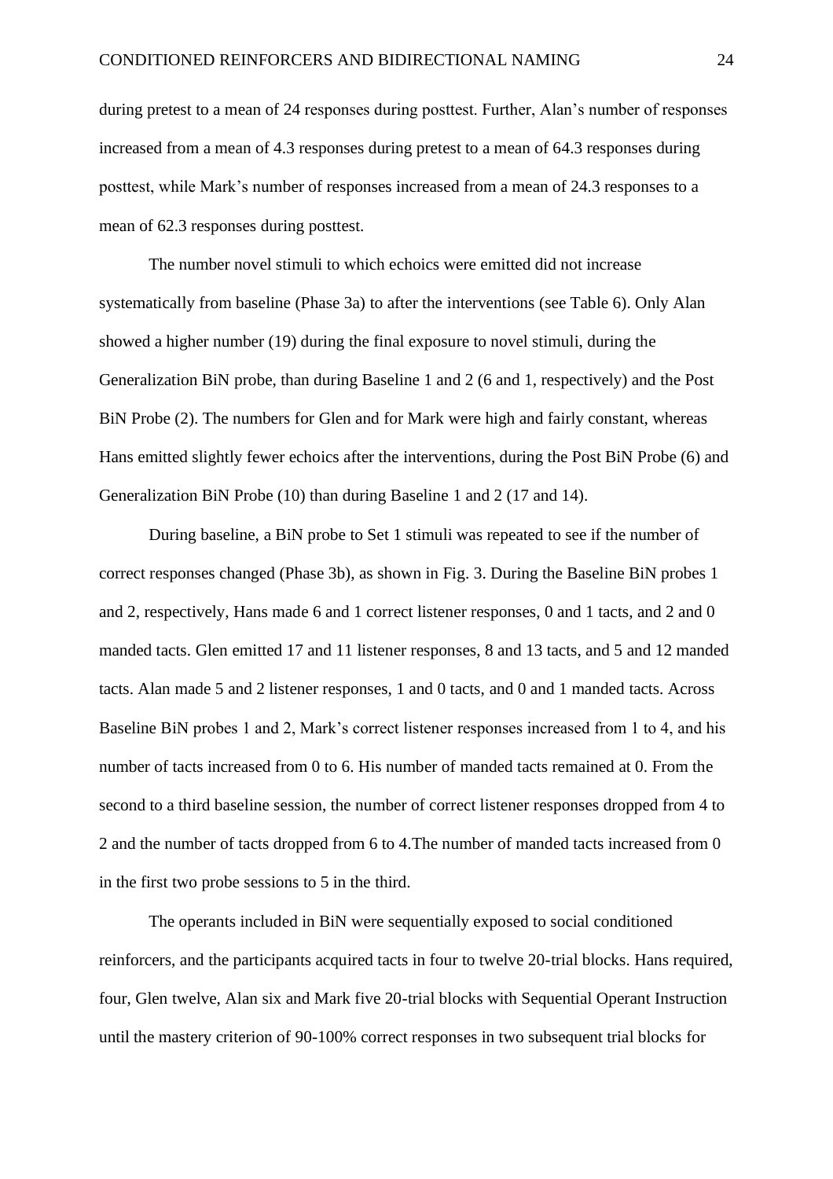during pretest to a mean of 24 responses during posttest. Further, Alan's number of responses increased from a mean of 4.3 responses during pretest to a mean of 64.3 responses during posttest, while Mark's number of responses increased from a mean of 24.3 responses to a mean of 62.3 responses during posttest.

The number novel stimuli to which echoics were emitted did not increase systematically from baseline (Phase 3a) to after the interventions (see Table 6). Only Alan showed a higher number (19) during the final exposure to novel stimuli, during the Generalization BiN probe, than during Baseline 1 and 2 (6 and 1, respectively) and the Post BiN Probe (2). The numbers for Glen and for Mark were high and fairly constant, whereas Hans emitted slightly fewer echoics after the interventions, during the Post BiN Probe (6) and Generalization BiN Probe (10) than during Baseline 1 and 2 (17 and 14).

During baseline, a BiN probe to Set 1 stimuli was repeated to see if the number of correct responses changed (Phase 3b), as shown in Fig. 3. During the Baseline BiN probes 1 and 2, respectively, Hans made 6 and 1 correct listener responses, 0 and 1 tacts, and 2 and 0 manded tacts. Glen emitted 17 and 11 listener responses, 8 and 13 tacts, and 5 and 12 manded tacts. Alan made 5 and 2 listener responses, 1 and 0 tacts, and 0 and 1 manded tacts. Across Baseline BiN probes 1 and 2, Mark's correct listener responses increased from 1 to 4, and his number of tacts increased from 0 to 6. His number of manded tacts remained at 0. From the second to a third baseline session, the number of correct listener responses dropped from 4 to 2 and the number of tacts dropped from 6 to 4.The number of manded tacts increased from 0 in the first two probe sessions to 5 in the third.

The operants included in BiN were sequentially exposed to social conditioned reinforcers, and the participants acquired tacts in four to twelve 20-trial blocks. Hans required, four, Glen twelve, Alan six and Mark five 20-trial blocks with Sequential Operant Instruction until the mastery criterion of 90-100% correct responses in two subsequent trial blocks for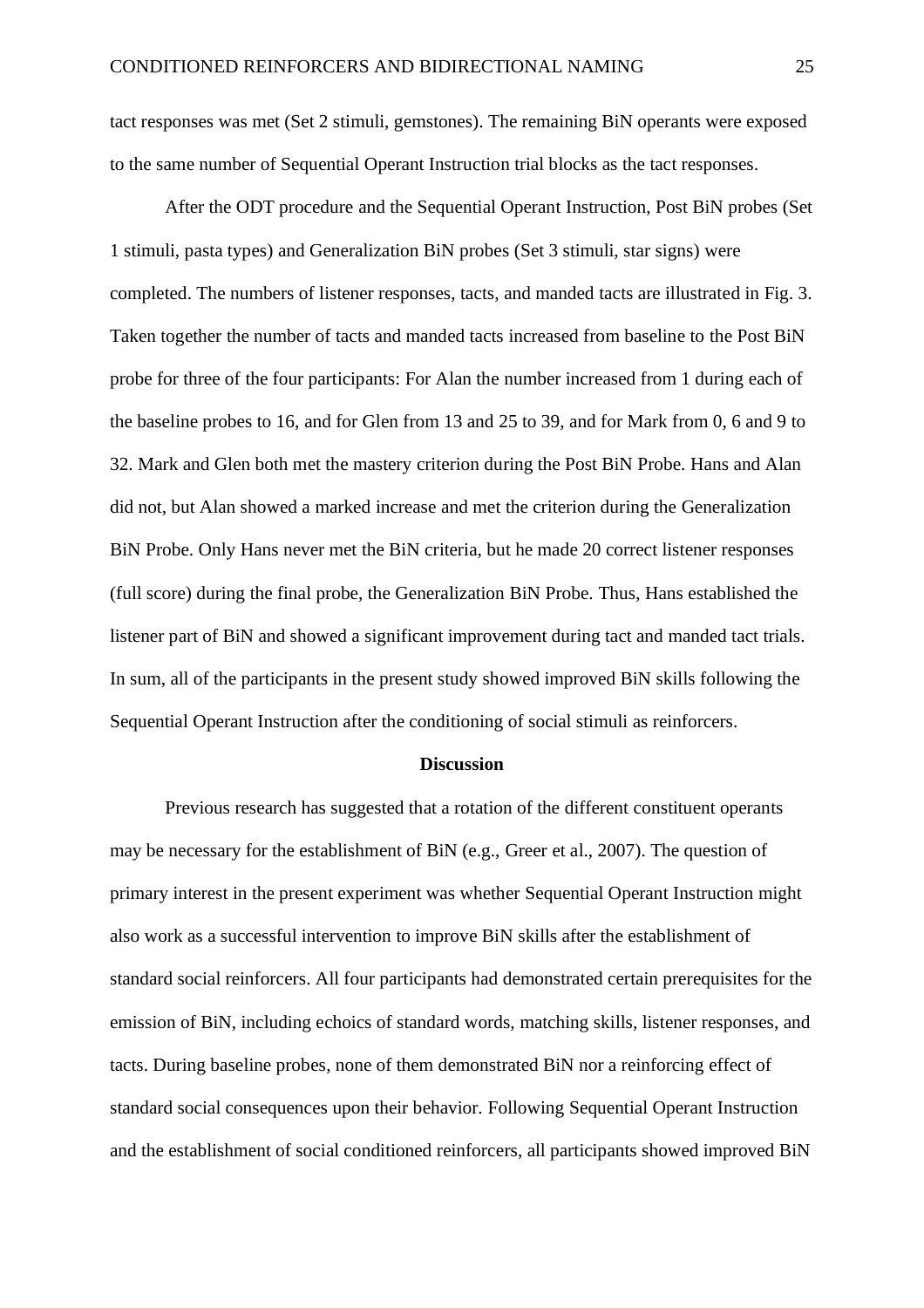tact responses was met (Set 2 stimuli, gemstones). The remaining BiN operants were exposed to the same number of Sequential Operant Instruction trial blocks as the tact responses.

After the ODT procedure and the Sequential Operant Instruction, Post BiN probes (Set 1 stimuli, pasta types) and Generalization BiN probes (Set 3 stimuli, star signs) were completed. The numbers of listener responses, tacts, and manded tacts are illustrated in Fig. 3. Taken together the number of tacts and manded tacts increased from baseline to the Post BiN probe for three of the four participants: For Alan the number increased from 1 during each of the baseline probes to 16, and for Glen from 13 and 25 to 39, and for Mark from 0, 6 and 9 to 32. Mark and Glen both met the mastery criterion during the Post BiN Probe. Hans and Alan did not, but Alan showed a marked increase and met the criterion during the Generalization BiN Probe. Only Hans never met the BiN criteria, but he made 20 correct listener responses (full score) during the final probe, the Generalization BiN Probe. Thus, Hans established the listener part of BiN and showed a significant improvement during tact and manded tact trials. In sum, all of the participants in the present study showed improved BiN skills following the Sequential Operant Instruction after the conditioning of social stimuli as reinforcers.

## Discussion

Previous research has suggested that a rotation of the different constituent operants may be necessary for the establishment of BiN (e.g., Greer et al., 2007). The question of primary interest in the present experiment was whether Sequential Operant Instruction might also work as a successful intervention to improve BiN skills after the establishment of standard social reinforcers. All four participants had demonstrated certain prerequisites for the emission of BiN, including echoics of standard words, matching skills, listener responses, and tacts. During baseline probes, none of them demonstrated BiN nor a reinforcing effect of standard social consequences upon their behavior. Following Sequential Operant Instruction and the establishment of social conditioned reinforcers, all participants showed improved BiN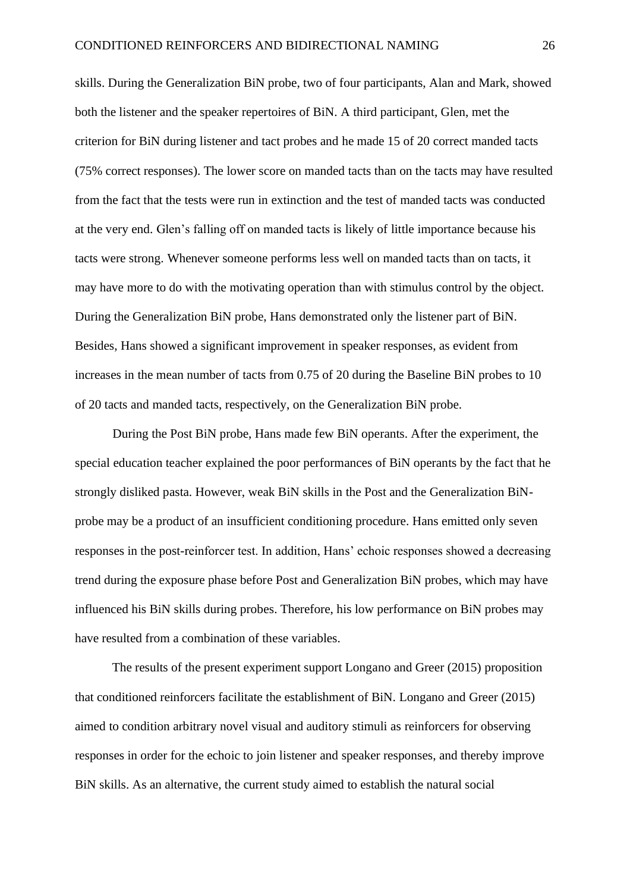skills. During the Generalization BiN probe, two of four participants, Alan and Mark, showed both the listener and the speaker repertoires of BiN. A third participant, Glen, met the criterion for BiN during listener and tact probes and he made 15 of 20 correct manded tacts (75% correct responses). The lower score on manded tacts than on the tacts may have resulted from the fact that the tests were run in extinction and the test of manded tacts was conducted at the very end. Glen's falling off on manded tacts is likely of little importance because his tacts were strong. Whenever someone performs less well on manded tacts than on tacts, it may have more to do with the motivating operation than with stimulus control by the object. During the Generalization BiN probe, Hans demonstrated only the listener part of BiN. Besides, Hans showed a significant improvement in speaker responses, as evident from increases in the mean number of tacts from 0.75 of 20 during the Baseline BiN probes to 10 of 20 tacts and manded tacts, respectively, on the Generalization BiN probe.

During the Post BiN probe, Hans made few BiN operants. After the experiment, the special education teacher explained the poor performances of BiN operants by the fact that he strongly disliked pasta. However, weak BiN skills in the Post and the Generalization BiN-probe may be a product of an insufficient conditioning procedure. Hans emitted only seven responses in the post-reinforcer test. In addition, Hans' echoic responses showed a decreasing trend during the exposure phase before Post and Generalization BiN probes, which may have influenced his BiN skills during probes. Therefore, his low performance on BiN probes may have resulted from a combination of these variables.

The results of the present experiment support Longano and Greer (2015) proposition that conditioned reinforcers facilitate the establishment of BiN. Longano and Greer (2015) aimed to condition arbitrary novel visual and auditory stimuli as reinforcers for observing responses in order for the echoic to join listener and speaker responses, and thereby improve BiN skills. As an alternative, the current study aimed to establish the natural social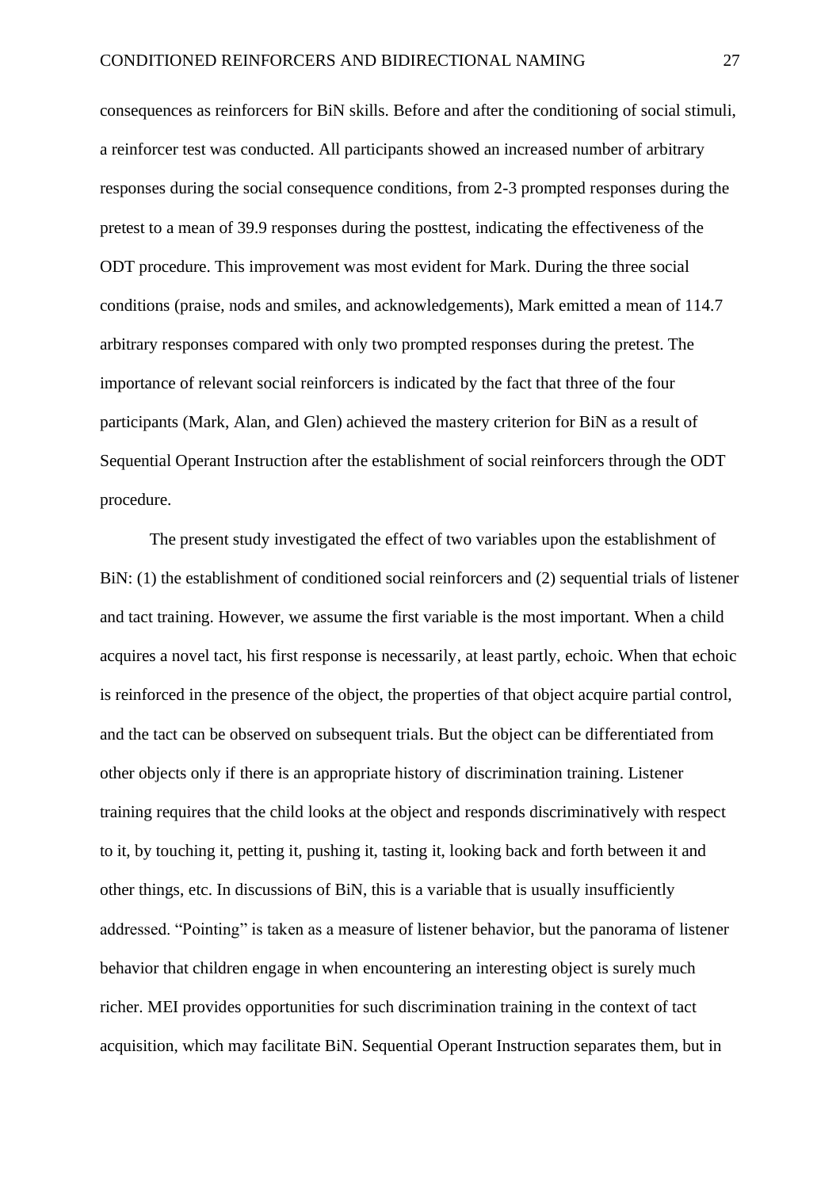consequences as reinforcers for BiN skills. Before and after the conditioning of social stimuli, a reinforcer test was conducted. All participants showed an increased number of arbitrary responses during the social consequence conditions, from 2-3 prompted responses during the pretest to a mean of 39.9 responses during the posttest, indicating the effectiveness of the ODT procedure. This improvement was most evident for Mark. During the three social conditions (praise, nods and smiles, and acknowledgements), Mark emitted a mean of 114.7 arbitrary responses compared with only two prompted responses during the pretest. The importance of relevant social reinforcers is indicated by the fact that three of the four participants (Mark, Alan, and Glen) achieved the mastery criterion for BiN as a result of Sequential Operant Instruction after the establishment of social reinforcers through the ODT procedure.

The present study investigated the effect of two variables upon the establishment of BiN: (1) the establishment of conditioned social reinforcers and (2) sequential trials of listener and tact training. However, we assume the first variable is the most important. When a child acquires a novel tact, his first response is necessarily, at least partly, echoic. When that echoic is reinforced in the presence of the object, the properties of that object acquire partial control, and the tact can be observed on subsequent trials. But the object can be differentiated from other objects only if there is an appropriate history of discrimination training. Listener training requires that the child looks at the object and responds discriminatively with respect to it, by touching it, petting it, pushing it, tasting it, looking back and forth between it and other things, etc. In discussions of BiN, this is a variable that is usually insufficiently addressed. "Pointing" is taken as a measure of listener behavior, but the panorama of listener behavior that children engage in when encountering an interesting object is surely much richer. MEI provides opportunities for such discrimination training in the context of tact acquisition, which may facilitate BiN. Sequential Operant Instruction separates them, but in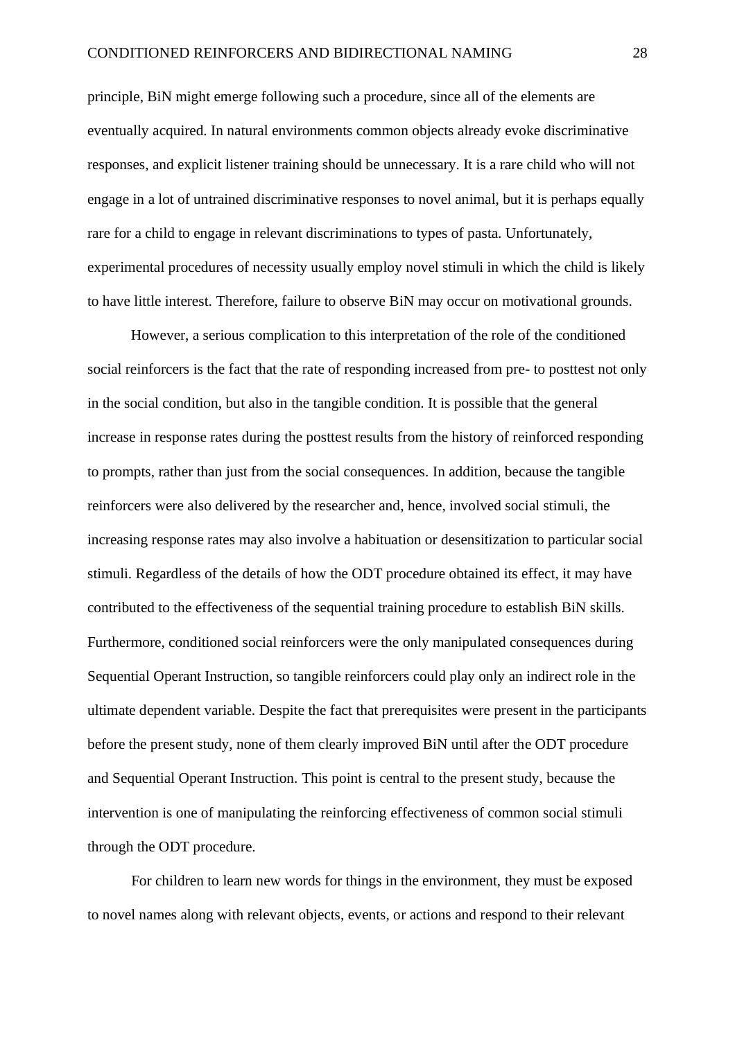principle, BiN might emerge following such a procedure, since all of the elements are eventually acquired. In natural environments common objects already evoke discriminative responses, and explicit listener training should be unnecessary. It is a rare child who will not engage in a lot of untrained discriminative responses to novel animal, but it is perhaps equally rare for a child to engage in relevant discriminations to types of pasta. Unfortunately, experimental procedures of necessity usually employ novel stimuli in which the child is likely to have little interest. Therefore, failure to observe BiN may occur on motivational grounds.

However, a serious complication to this interpretation of the role of the conditioned social reinforcers is the fact that the rate of responding increased from pre- to posttest not only in the social condition, but also in the tangible condition. It is possible that the general increase in response rates during the posttest results from the history of reinforced responding to prompts, rather than just from the social consequences. In addition, because the tangible reinforcers were also delivered by the researcher and, hence, involved social stimuli, the increasing response rates may also involve a habituation or desensitization to particular social stimuli. Regardless of the details of how the ODT procedure obtained its effect, it may have contributed to the effectiveness of the sequential training procedure to establish BiN skills. Furthermore, conditioned social reinforcers were the only manipulated consequences during Sequential Operant Instruction, so tangible reinforcers could play only an indirect role in the ultimate dependent variable. Despite the fact that prerequisites were present in the participants before the present study, none of them clearly improved BiN until after the ODT procedure and Sequential Operant Instruction. This point is central to the present study, because the intervention is one of manipulating the reinforcing effectiveness of common social stimuli through the ODT procedure.

For children to learn new words for things in the environment, they must be exposed to novel names along with relevant objects, events, or actions and respond to their relevant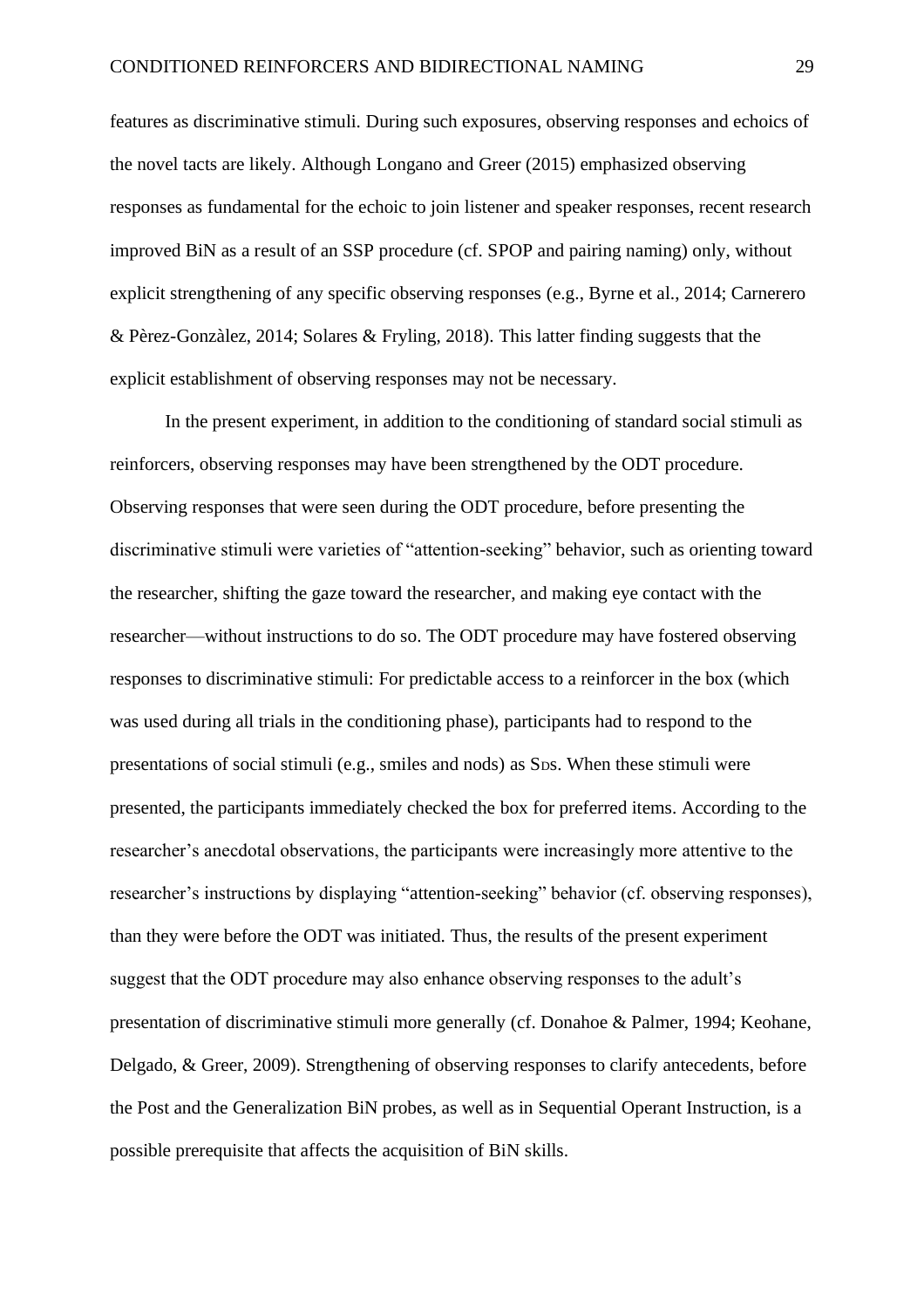features as discriminative stimuli. During such exposures, observing responses and echoics of the novel tacts are likely. Although Longano and Greer (2015) emphasized observing responses as fundamental for the echoic to join listener and speaker responses, recent research improved BiN as a result of an SSP procedure (cf. SPOP and pairing naming) only, without explicit strengthening of any specific observing responses (e.g., Byrne et al., 2014; Carnerero & Pèrez-Gonzàlez, 2014; Solares & Fryling, 2018). This latter finding suggests that the explicit establishment of observing responses may not be necessary.

In the present experiment, in addition to the conditioning of standard social stimuli as reinforcers, observing responses may have been strengthened by the ODT procedure. Observing responses that were seen during the ODT procedure, before presenting the discriminative stimuli were varieties of "attention-seeking" behavior, such as orienting toward the researcher, shifting the gaze toward the researcher, and making eye contact with the researcher—without instructions to do so. The ODT procedure may have fostered observing responses to discriminative stimuli: For predictable access to a reinforcer in the box (which was used during all trials in the conditioning phase), participants had to respond to the presentations of social stimuli (e.g., smiles and nods) as $S_{D}$s. When these stimuli were presented, the participants immediately checked the box for preferred items. According to the researcher's anecdotal observations, the participants were increasingly more attentive to the researcher's instructions by displaying "attention-seeking" behavior (cf. observing responses), than they were before the ODT was initiated. Thus, the results of the present experiment suggest that the ODT procedure may also enhance observing responses to the adult's presentation of discriminative stimuli more generally (cf. Donahoe & Palmer, 1994; Keohane, Delgado, & Greer, 2009). Strengthening of observing responses to clarify antecedents, before the Post and the Generalization BiN probes, as well as in Sequential Operant Instruction, is a possible prerequisite that affects the acquisition of BiN skills.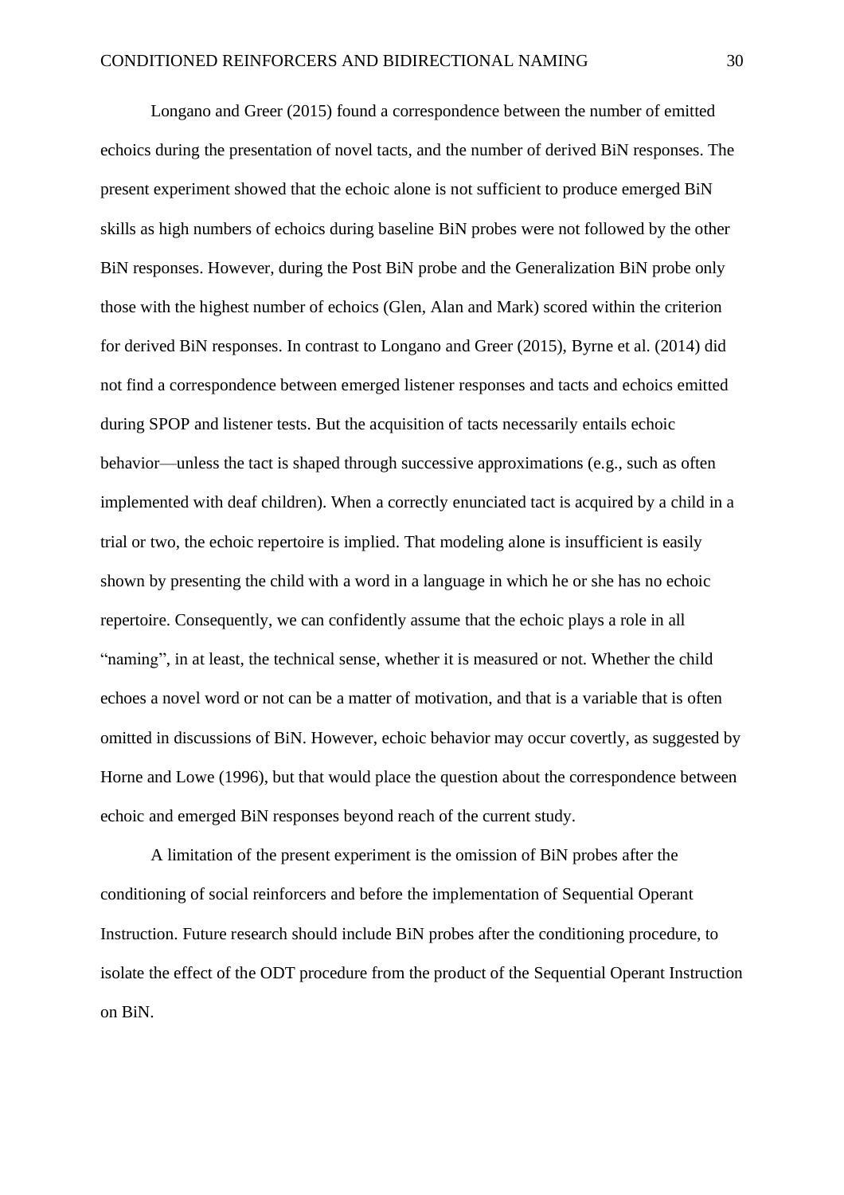Longano and Greer (2015) found a correspondence between the number of emitted echoics during the presentation of novel tacts, and the number of derived BiN responses. The present experiment showed that the echoic alone is not sufficient to produce emerged BiN skills as high numbers of echoics during baseline BiN probes were not followed by the other BiN responses. However, during the Post BiN probe and the Generalization BiN probe only those with the highest number of echoics (Glen, Alan and Mark) scored within the criterion for derived BiN responses. In contrast to Longano and Greer (2015), Byrne et al. (2014) did not find a correspondence between emerged listener responses and tacts and echoics emitted during SPOP and listener tests. But the acquisition of tacts necessarily entails echoic behavior—unless the tact is shaped through successive approximations (e.g., such as often implemented with deaf children). When a correctly enunciated tact is acquired by a child in a trial or two, the echoic repertoire is implied. That modeling alone is insufficient is easily shown by presenting the child with a word in a language in which he or she has no echoic repertoire. Consequently, we can confidently assume that the echoic plays a role in all "naming", in at least, the technical sense, whether it is measured or not. Whether the child echoes a novel word or not can be a matter of motivation, and that is a variable that is often omitted in discussions of BiN. However, echoic behavior may occur covertly, as suggested by Horne and Lowe (1996), but that would place the question about the correspondence between echoic and emerged BiN responses beyond reach of the current study.

A limitation of the present experiment is the omission of BiN probes after the conditioning of social reinforcers and before the implementation of Sequential Operant Instruction. Future research should include BiN probes after the conditioning procedure, to isolate the effect of the ODT procedure from the product of the Sequential Operant Instruction on BiN.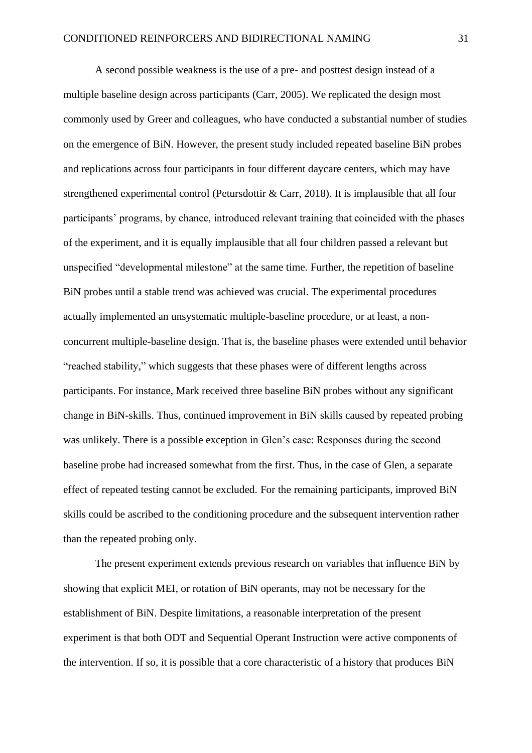A second possible weakness is the use of a pre- and posttest design instead of a multiple baseline design across participants (Carr, 2005). We replicated the design most commonly used by Greer and colleagues, who have conducted a substantial number of studies on the emergence of BiN. However, the present study included repeated baseline BiN probes and replications across four participants in four different daycare centers, which may have strengthened experimental control (Petursdottir & Carr, 2018). It is implausible that all four participants' programs, by chance, introduced relevant training that coincided with the phases of the experiment, and it is equally implausible that all four children passed a relevant but unspecified "developmental milestone" at the same time. Further, the repetition of baseline BiN probes until a stable trend was achieved was crucial. The experimental procedures actually implemented an unsystematic multiple-baseline procedure, or at least, a non-concurrent multiple-baseline design. That is, the baseline phases were extended until behavior "reached stability," which suggests that these phases were of different lengths across participants. For instance, Mark received three baseline BiN probes without any significant change in BiN-skills. Thus, continued improvement in BiN skills caused by repeated probing was unlikely. There is a possible exception in Glen's case: Responses during the second baseline probe had increased somewhat from the first. Thus, in the case of Glen, a separate effect of repeated testing cannot be excluded. For the remaining participants, improved BiN skills could be ascribed to the conditioning procedure and the subsequent intervention rather than the repeated probing only.

The present experiment extends previous research on variables that influence BiN by showing that explicit MEI, or rotation of BiN operants, may not be necessary for the establishment of BiN. Despite limitations, a reasonable interpretation of the present experiment is that both ODT and Sequential Operant Instruction were active components of the intervention. If so, it is possible that a core characteristic of a history that produces BiN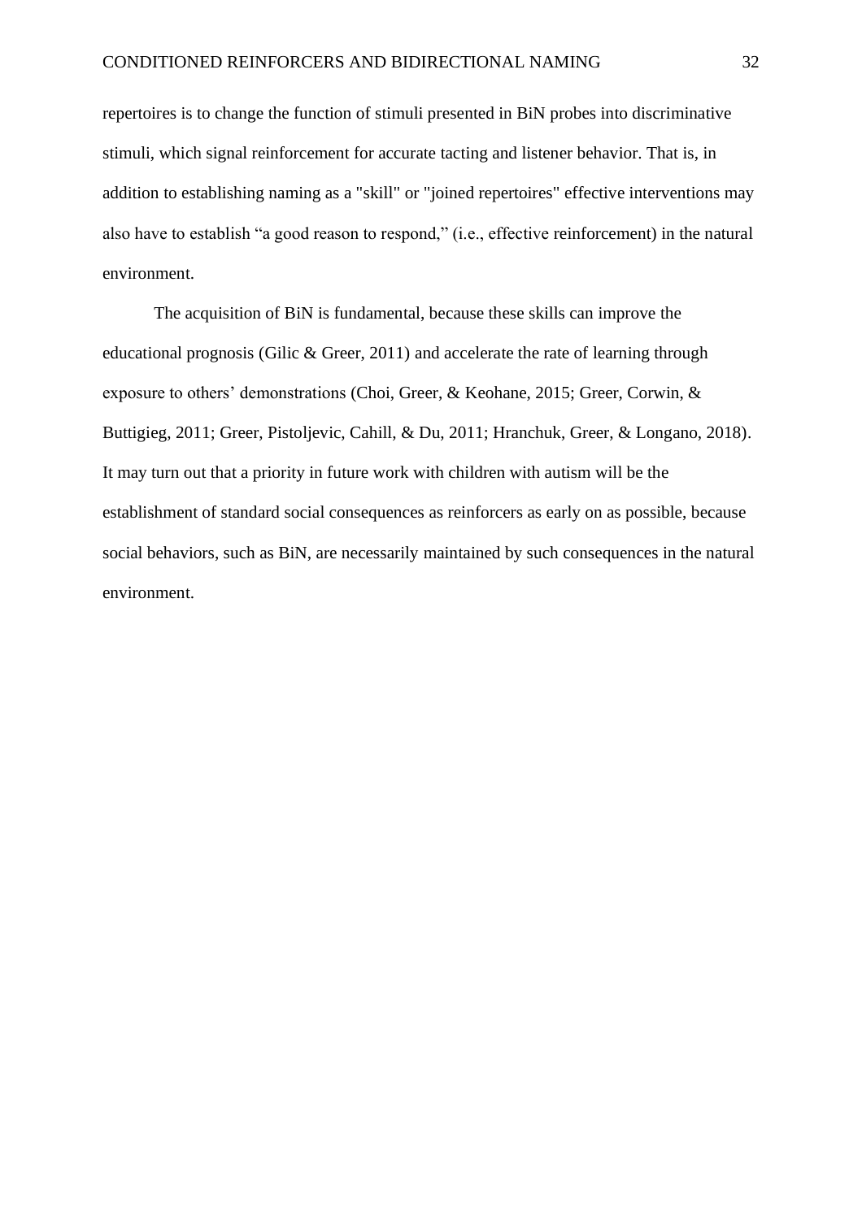repertoires is to change the function of stimuli presented in BiN probes into discriminative stimuli, which signal reinforcement for accurate tacting and listener behavior. That is, in addition to establishing naming as a "skill" or "joined repertoires" effective interventions may also have to establish “a good reason to respond,” (i.e., effective reinforcement) in the natural environment.

The acquisition of BiN is fundamental, because these skills can improve the educational prognosis (Gilic & Greer, 2011) and accelerate the rate of learning through exposure to others’ demonstrations (Choi, Greer, & Keohane, 2015; Greer, Corwin, & Buttigieg, 2011; Greer, Pistoljevic, Cahill, & Du, 2011; Hranchuk, Greer, & Longano, 2018). It may turn out that a priority in future work with children with autism will be the establishment of standard social consequences as reinforcers as early on as possible, because social behaviors, such as BiN, are necessarily maintained by such consequences in the natural environment.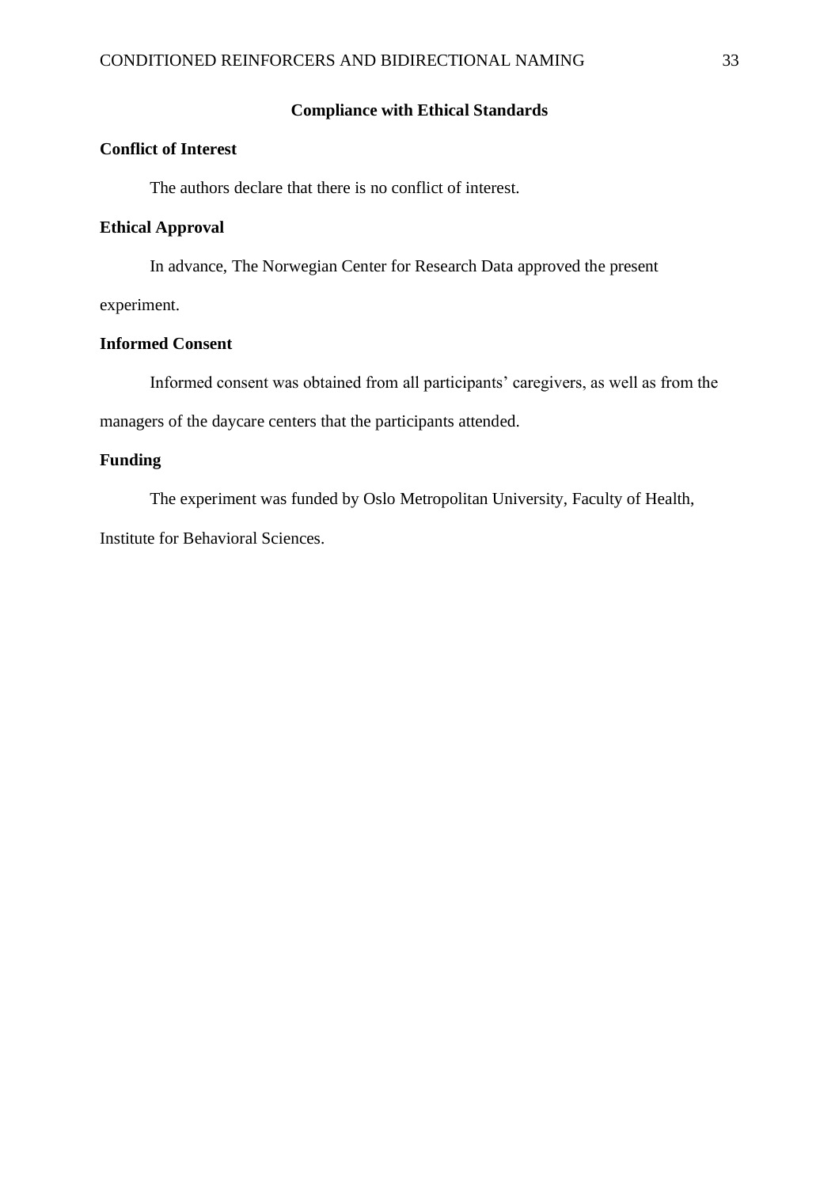## Compliance with Ethical Standards

### Conflict of Interest

The authors declare that there is no conflict of interest.

### Ethical Approval

In advance, The Norwegian Center for Research Data approved the present experiment.

### Informed Consent

Informed consent was obtained from all participants' caregivers, as well as from the managers of the daycare centers that the participants attended.

### Funding

The experiment was funded by Oslo Metropolitan University, Faculty of Health, Institute for Behavioral Sciences.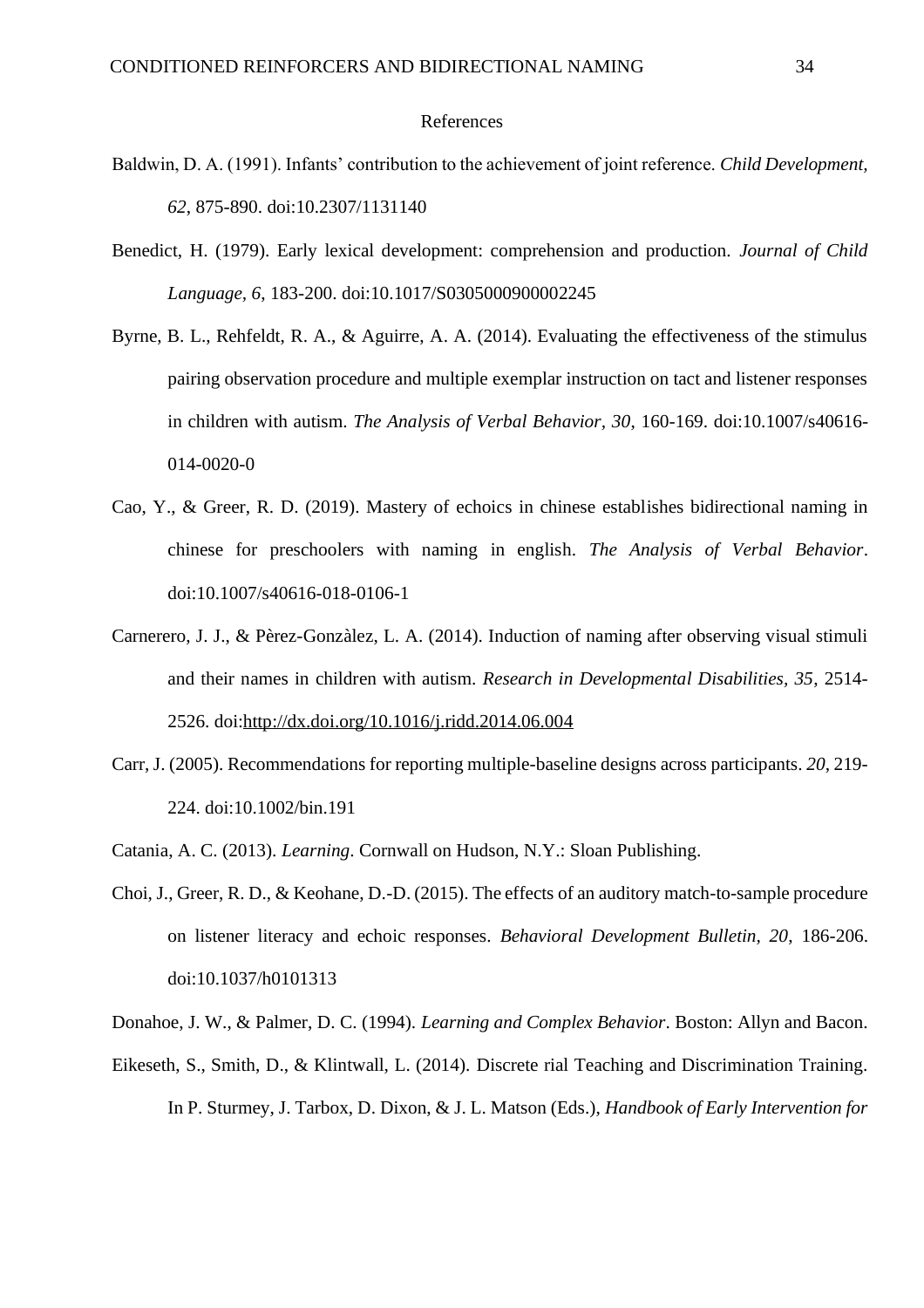# References

Baldwin, D. A. (1991). Infants' contribution to the achievement of joint reference. *Child Development*, *62*, 875-890. doi:10.2307/1131140

Benedict, H. (1979). Early lexical development: comprehension and production. *Journal of Child Language*, *6*, 183-200. doi:10.1017/S0305000900002245

Byrne, B. L., Rehfeldt, R. A., & Aguirre, A. A. (2014). Evaluating the effectiveness of the stimulus pairing observation procedure and multiple exemplar instruction on tact and listener responses in children with autism. *The Analysis of Verbal Behavior*, *30*, 160-169. doi:10.1007/s40616-014-0020-0

Cao, Y., & Greer, R. D. (2019). Mastery of echoics in chinese establishes bidirectional naming in chinese for preschoolers with naming in english. *The Analysis of Verbal Behavior*. doi:10.1007/s40616-018-0106-1

Carnerero, J. J., & Pèrez-Gonzàlez, L. A. (2014). Induction of naming after observing visual stimuli and their names in children with autism. *Research in Developmental Disabilities, 35*, 2514-2526. doi:http://dx.doi.org/10.1016/j.ridd.2014.06.004

Carr, J. (2005). Recommendations for reporting multiple-baseline designs across participants. *20*, 219-224. doi:10.1002/bin.191

Catania, A. C. (2013). *Learning*. Cornwall on Hudson, N.Y.: Sloan Publishing.

Choi, J., Greer, R. D., & Keohane, D.-D. (2015). The effects of an auditory match-to-sample procedure on listener literacy and echoic responses. *Behavioral Development Bulletin*, *20*, 186-206. doi:10.1037/h0101313

Donahoe, J. W., & Palmer, D. C. (1994). *Learning and Complex Behavior*. Boston: Allyn and Bacon.

Eikeseth, S., Smith, D., & Klintwall, L. (2014). Discrete rial Teaching and Discrimination Training. In P. Sturmey, J. Tarbox, D. Dixon, & J. L. Matson (Eds.), *Handbook of Early Intervention for*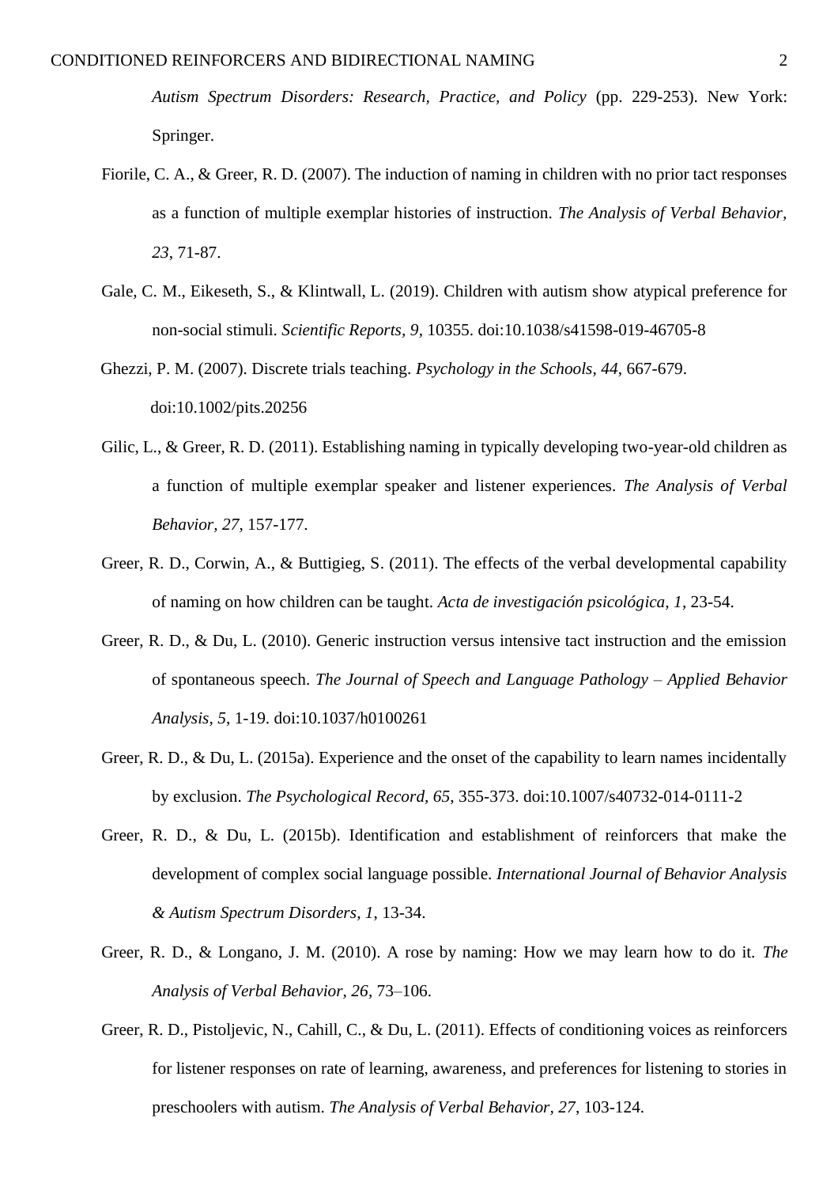*Autism Spectrum Disorders: Research, Practice, and Policy* (pp. 229-253). New York: Springer.

Fiorile, C. A., & Greer, R. D. (2007). The induction of naming in children with no prior tact responses as a function of multiple exemplar histories of instruction. *The Analysis of Verbal Behavior, 23*, 71-87.

Gale, C. M., Eikeseth, S., & Klintwall, L. (2019). Children with autism show atypical preference for non-social stimuli. *Scientific Reports, 9,* 10355. doi:10.1038/s41598-019-46705-8

Ghezzi, P. M. (2007). Discrete trials teaching. *Psychology in the Schools, 44*, 667-679. doi:10.1002/pits.20256

Gilic, L., & Greer, R. D. (2011). Establishing naming in typically developing two-year-old children as a function of multiple exemplar speaker and listener experiences. *The Analysis of Verbal Behavior, 27*, 157-177.

Greer, R. D., Corwin, A., & Buttigieg, S. (2011). The effects of the verbal developmental capability of naming on how children can be taught. *Acta de investigación psicológica, 1*, 23-54.

Greer, R. D., & Du, L. (2010). Generic instruction versus intensive tact instruction and the emission of spontaneous speech. *The Journal of Speech and Language Pathology – Applied Behavior Analysis, 5*, 1-19. doi:10.1037/h0100261

Greer, R. D., & Du, L. (2015a). Experience and the onset of the capability to learn names incidentally by exclusion. *The Psychological Record, 65*, 355-373. doi:10.1007/s40732-014-0111-2

Greer, R. D., & Du, L. (2015b). Identification and establishment of reinforcers that make the development of complex social language possible. *International Journal of Behavior Analysis & Autism Spectrum Disorders, 1*, 13-34.

Greer, R. D., & Longano, J. M. (2010). A rose by naming: How we may learn how to do it. *The Analysis of Verbal Behavior, 26*, 73–106.

Greer, R. D., Pistoljevic, N., Cahill, C., & Du, L. (2011). Effects of conditioning voices as reinforcers for listener responses on rate of learning, awareness, and preferences for listening to stories in preschoolers with autism. *The Analysis of Verbal Behavior, 27*, 103-124.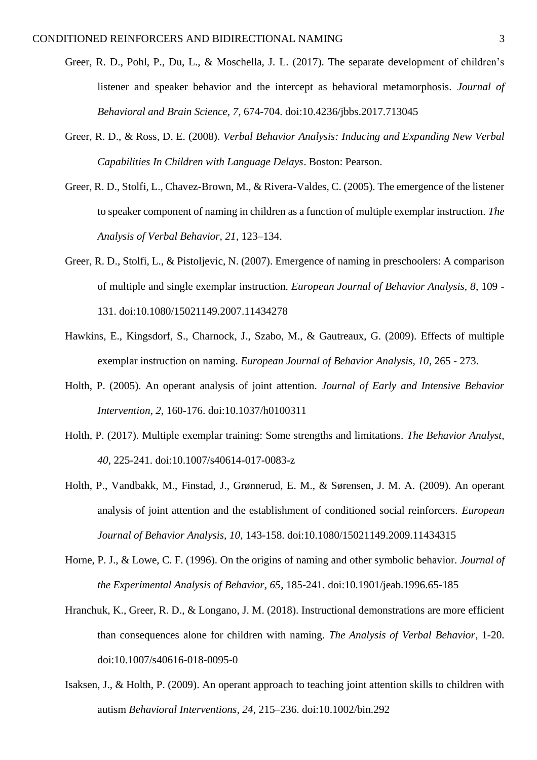Greer, R. D., Pohl, P., Du, L., & Moschella, J. L. (2017). The separate development of children's listener and speaker behavior and the intercept as behavioral metamorphosis. *Journal of Behavioral and Brain Science, 7*, 674-704. doi:10.4236/jbbs.2017.713045

Greer, R. D., & Ross, D. E. (2008). *Verbal Behavior Analysis: Inducing and Expanding New Verbal Capabilities In Children with Language Delays*. Boston: Pearson.

Greer, R. D., Stolfi, L., Chavez-Brown, M., & Rivera-Valdes, C. (2005). The emergence of the listener to speaker component of naming in children as a function of multiple exemplar instruction. *The Analysis of Verbal Behavior, 21*, 123–134.

Greer, R. D., Stolfi, L., & Pistoljevic, N. (2007). Emergence of naming in preschoolers: A comparison of multiple and single exemplar instruction. *European Journal of Behavior Analysis, 8*, 109 - 131. doi:10.1080/15021149.2007.11434278

Hawkins, E., Kingsdorf, S., Charnock, J., Szabo, M., & Gautreaux, G. (2009). Effects of multiple exemplar instruction on naming. *European Journal of Behavior Analysis, 10*, 265 - 273.

Holth, P. (2005). An operant analysis of joint attention. *Journal of Early and Intensive Behavior Intervention, 2*, 160-176. doi:10.1037/h0100311

Holth, P. (2017). Multiple exemplar training: Some strengths and limitations. *The Behavior Analyst, 40*, 225-241. doi:10.1007/s40614-017-0083-z

Holth, P., Vandbakk, M., Finstad, J., Grønnerud, E. M., & Sørensen, J. M. A. (2009). An operant analysis of joint attention and the establishment of conditioned social reinforcers. *European Journal of Behavior Analysis, 10*, 143-158. doi:10.1080/15021149.2009.11434315

Horne, P. J., & Lowe, C. F. (1996). On the origins of naming and other symbolic behavior. *Journal of the Experimental Analysis of Behavior, 65*, 185-241. doi:10.1901/jeab.1996.65-185

Hranchuk, K., Greer, R. D., & Longano, J. M. (2018). Instructional demonstrations are more efficient than consequences alone for children with naming. *The Analysis of Verbal Behavior*, 1-20. doi:10.1007/s40616-018-0095-0

Isaksen, J., & Holth, P. (2009). An operant approach to teaching joint attention skills to children with autism *Behavioral Interventions, 24*, 215–236. doi:10.1002/bin.292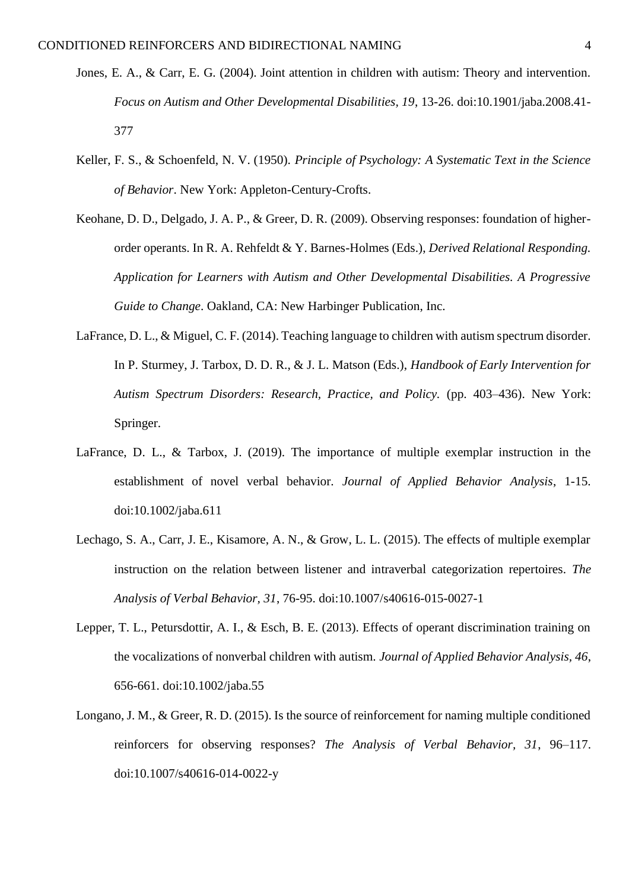Jones, E. A., & Carr, E. G. (2004). Joint attention in children with autism: Theory and intervention. *Focus on Autism and Other Developmental Disabilities, 19*, 13-26. doi:10.1901/jaba.2008.41-377

Keller, F. S., & Schoenfeld, N. V. (1950). *Principle of Psychology: A Systematic Text in the Science of Behavior*. New York: Appleton-Century-Crofts.

Keohane, D. D., Delgado, J. A. P., & Greer, D. R. (2009). Observing responses: foundation of higher-order operants. In R. A. Rehfeldt & Y. Barnes-Holmes (Eds.), *Derived Relational Responding. Application for Learners with Autism and Other Developmental Disabilities. A Progressive Guide to Change*. Oakland, CA: New Harbinger Publication, Inc.

LaFrance, D. L., & Miguel, C. F. (2014). Teaching language to children with autism spectrum disorder. In P. Sturmey, J. Tarbox, D. D. R., & J. L. Matson (Eds.), *Handbook of Early Intervention for Autism Spectrum Disorders: Research, Practice, and Policy*. (pp. 403–436). New York: Springer.

LaFrance, D. L., & Tarbox, J. (2019). The importance of multiple exemplar instruction in the establishment of novel verbal behavior. *Journal of Applied Behavior Analysis*, 1-15. doi:10.1002/jaba.611

Lechago, S. A., Carr, J. E., Kisamore, A. N., & Grow, L. L. (2015). The effects of multiple exemplar instruction on the relation between listener and intraverbal categorization repertoires. *The Analysis of Verbal Behavior, 31*, 76-95. doi:10.1007/s40616-015-0027-1

Lepper, T. L., Petursdottir, A. I., & Esch, B. E. (2013). Effects of operant discrimination training on the vocalizations of nonverbal children with autism. *Journal of Applied Behavior Analysis, 46*, 656-661. doi:10.1002/jaba.55

Longano, J. M., & Greer, R. D. (2015). Is the source of reinforcement for naming multiple conditioned reinforcers for observing responses? *The Analysis of Verbal Behavior*, *31*, 96–117. doi:10.1007/s40616-014-0022-y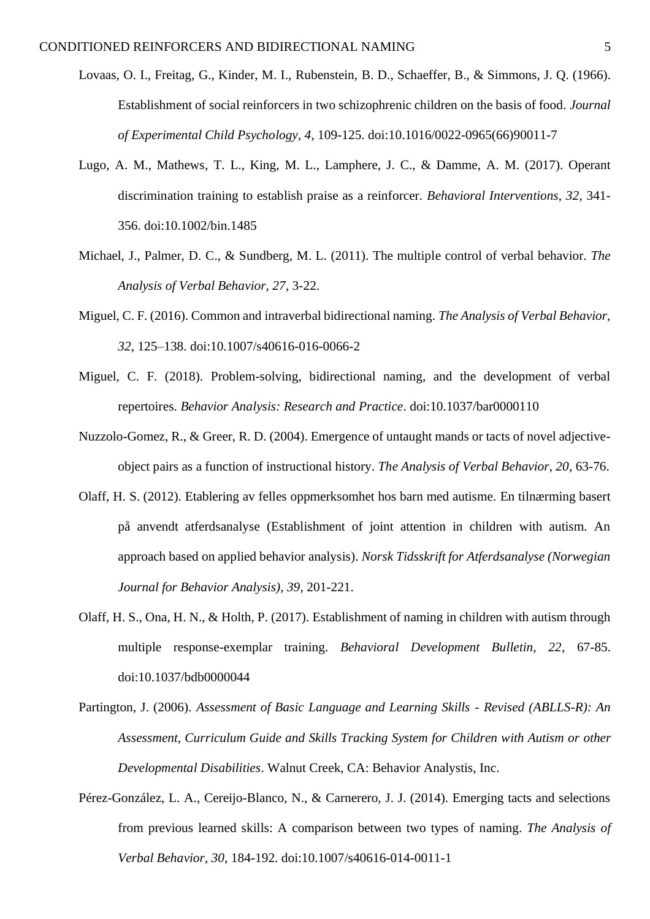Lovaas, O. I., Freitag, G., Kinder, M. I., Rubenstein, B. D., Schaeffer, B., & Simmons, J. Q. (1966). Establishment of social reinforcers in two schizophrenic children on the basis of food. *Journal of Experimental Child Psychology, 4*, 109-125. doi:10.1016/0022-0965(66)90011-7

Lugo, A. M., Mathews, T. L., King, M. L., Lamphere, J. C., & Damme, A. M. (2017). Operant discrimination training to establish praise as a reinforcer. *Behavioral Interventions, 32*, 341-356. doi:10.1002/bin.1485

Michael, J., Palmer, D. C., & Sundberg, M. L. (2011). The multiple control of verbal behavior. *The Analysis of Verbal Behavior, 27*, 3-22.

Miguel, C. F. (2016). Common and intraverbal bidirectional naming. *The Analysis of Verbal Behavior, 32*, 125–138. doi:10.1007/s40616-016-0066-2

Miguel, C. F. (2018). Problem-solving, bidirectional naming, and the development of verbal repertoires. *Behavior Analysis: Research and Practice*. doi:10.1037/bar0000110

Nuzzolo-Gomez, R., & Greer, R. D. (2004). Emergence of untaught mands or tacts of novel adjective-object pairs as a function of instructional history. *The Analysis of Verbal Behavior, 20*, 63-76.

Olaff, H. S. (2012). Etablering av felles oppmerksomhet hos barn med autisme. En tilnærming basert på anvendt atferdsanalyse (Establishment of joint attention in children with autism. An approach based on applied behavior analysis). *Norsk Tidsskrift for Atferdsanalyse (Norwegian Journal for Behavior Analysis), 39*, 201-221.

Olaff, H. S., Ona, H. N., & Holth, P. (2017). Establishment of naming in children with autism through multiple response-exemplar training. *Behavioral Development Bulletin, 22*, 67-85. doi:10.1037/bdb0000044

Partington, J. (2006). *Assessment of Basic Language and Learning Skills - Revised (ABLLS-R): An Assessment, Curriculum Guide and Skills Tracking System for Children with Autism or other Developmental Disabilities*. Walnut Creek, CA: Behavior Analystis, Inc.

Pérez-González, L. A., Cereijo-Blanco, N., & Carnerero, J. J. (2014). Emerging tacts and selections from previous learned skills: A comparison between two types of naming. *The Analysis of Verbal Behavior, 30*, 184-192. doi:10.1007/s40616-014-0011-1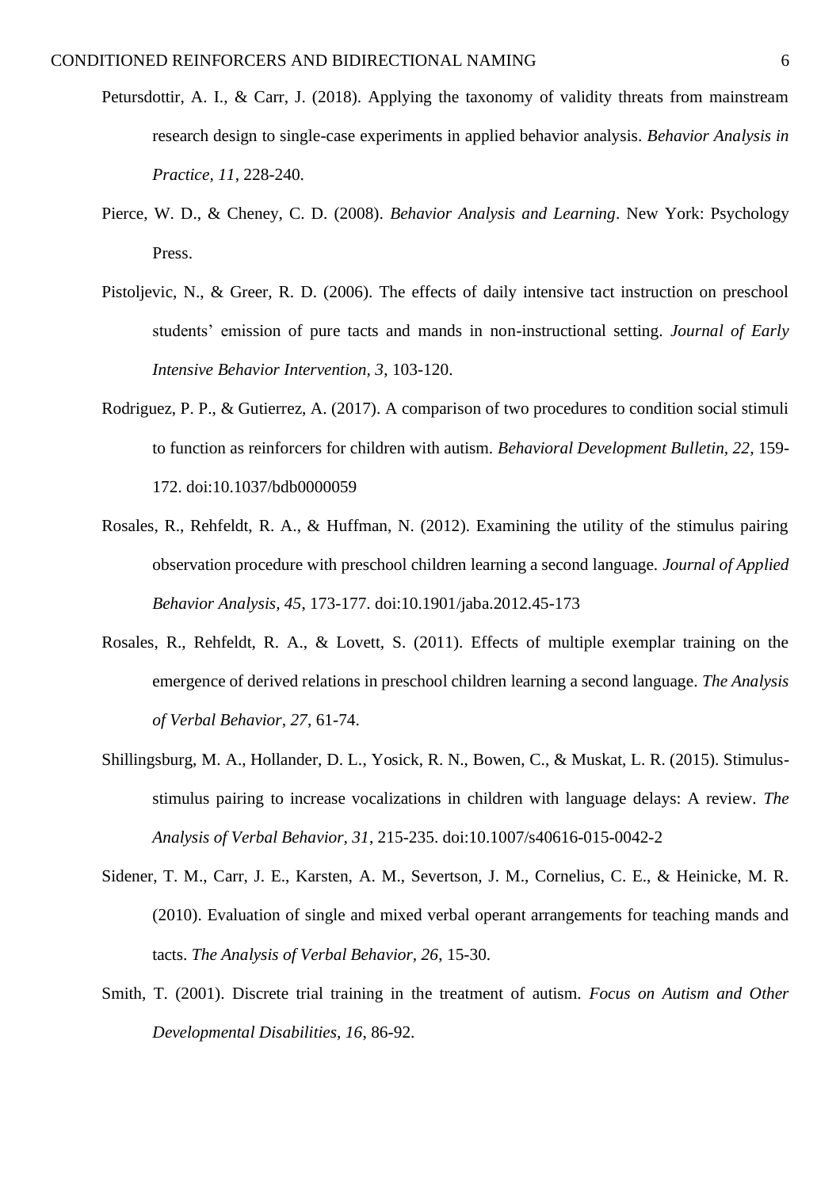Petursdottir, A. I., & Carr, J. (2018). Applying the taxonomy of validity threats from mainstream research design to single-case experiments in applied behavior analysis. *Behavior Analysis in Practice*, *11*, 228-240.

Pierce, W. D., & Cheney, C. D. (2008). *Behavior Analysis and Learning*. New York: Psychology Press.

Pistoljevic, N., & Greer, R. D. (2006). The effects of daily intensive tact instruction on preschool students' emission of pure tacts and mands in non-instructional setting. *Journal of Early Intensive Behavior Intervention, 3*, 103-120.

Rodriguez, P. P., & Gutierrez, A. (2017). A comparison of two procedures to condition social stimuli to function as reinforcers for children with autism. *Behavioral Development Bulletin*, *22*, 159-172. doi:10.1037/bdb0000059

Rosales, R., Rehfeldt, R. A., & Huffman, N. (2012). Examining the utility of the stimulus pairing observation procedure with preschool children learning a second language. *Journal of Applied Behavior Analysis*, *45*, 173-177. doi:10.1901/jaba.2012.45-173

Rosales, R., Rehfeldt, R. A., & Lovett, S. (2011). Effects of multiple exemplar training on the emergence of derived relations in preschool children learning a second language. *The Analysis of Verbal Behavior, 27*, 61-74.

Shillingsburg, M. A., Hollander, D. L., Yosick, R. N., Bowen, C., & Muskat, L. R. (2015). Stimulus-stimulus pairing to increase vocalizations in children with language delays: A review. *The Analysis of Verbal Behavior*, *31*, 215-235. doi:10.1007/s40616-015-0042-2

Sidener, T. M., Carr, J. E., Karsten, A. M., Severtson, J. M., Cornelius, C. E., & Heinicke, M. R. (2010). Evaluation of single and mixed verbal operant arrangements for teaching mands and tacts. *The Analysis of Verbal Behavior, 26*, 15-30.

Smith, T. (2001). Discrete trial training in the treatment of autism. *Focus on Autism and Other Developmental Disabilities*, *16*, 86-92.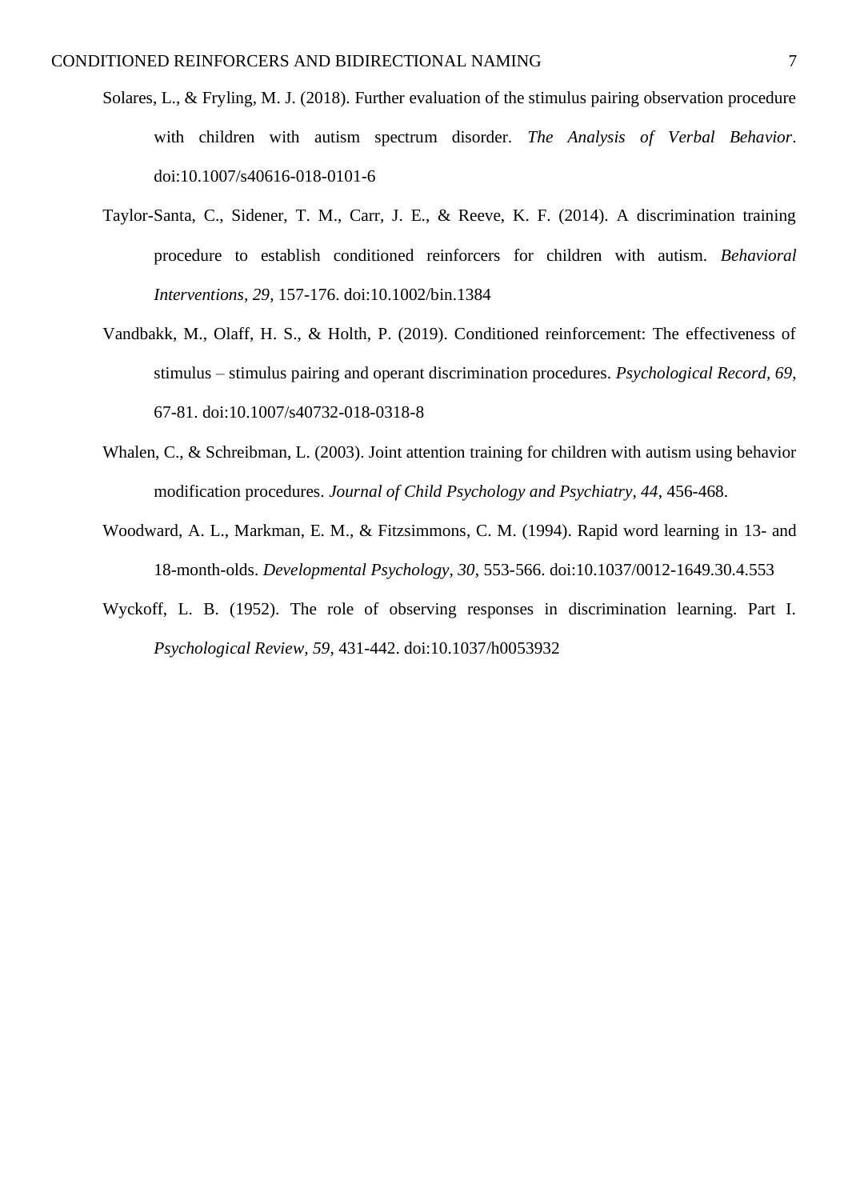Solares, L., & Fryling, M. J. (2018). Further evaluation of the stimulus pairing observation procedure with children with autism spectrum disorder. *The Analysis of Verbal Behavior*. doi:10.1007/s40616-018-0101-6

Taylor-Santa, C., Sidener, T. M., Carr, J. E., & Reeve, K. F. (2014). A discrimination training procedure to establish conditioned reinforcers for children with autism. *Behavioral Interventions, 29*, 157-176. doi:10.1002/bin.1384

Vandbakk, M., Olaff, H. S., & Holth, P. (2019). Conditioned reinforcement: The effectiveness of stimulus – stimulus pairing and operant discrimination procedures. *Psychological Record, 69*, 67-81. doi:10.1007/s40732-018-0318-8

Whalen, C., & Schreibman, L. (2003). Joint attention training for children with autism using behavior modification procedures. *Journal of Child Psychology and Psychiatry, 44*, 456-468.

Woodward, A. L., Markman, E. M., & Fitzsimmons, C. M. (1994). Rapid word learning in 13- and 18-month-olds. *Developmental Psychology, 30*, 553-566. doi:10.1037/0012-1649.30.4.553

Wyckoff, L. B. (1952). The role of observing responses in discrimination learning. Part I. *Psychological Review, 59*, 431-442. doi:10.1037/h0053932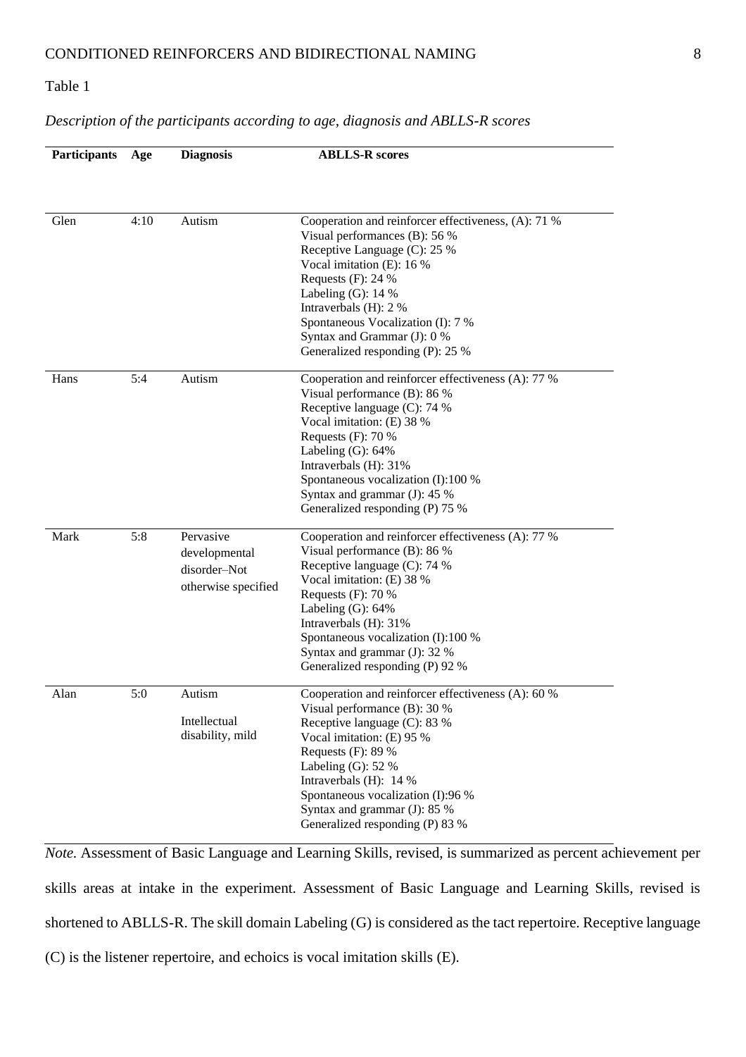Table 1

*Description of the participants according to age, diagnosis and ABLLS-R scores*

| Participants | Age | Diagnosis | ABLLS-R scores |
|---|---|---|---|
| Glen | 4:10 | Autism | Cooperation and reinforcer effectiveness, (A): 71 %<br>Visual performances (B): 56 %<br>Receptive Language (C): 25 %<br>Vocal imitation (E): 16 %<br>Requests (F): 24 %<br>Labeling (G): 14 %<br>Intraverbals (H): 2 %<br>Spontaneous Vocalization (I): 7 %<br>Syntax and Grammar (J): 0 %<br>Generalized responding (P): 25 % |
| Hans | 5:4 | Autism | Cooperation and reinforcer effectiveness (A): 77 %<br>Visual performance (B): 86 %<br>Receptive language (C): 74 %<br>Vocal imitation: (E) 38 %<br>Requests (F): 70 %<br>Labeling (G): 64%<br>Intraverbals (H): 31%<br>Spontaneous vocalization (I):100 %<br>Syntax and grammar (J): 45 %<br>Generalized responding (P) 75 % |
| Mark | 5:8 | Pervasive developmental disorder–Not otherwise specified | Cooperation and reinforcer effectiveness (A): 77 %<br>Visual performance (B): 86 %<br>Receptive language (C): 74 %<br>Vocal imitation: (E) 38 %<br>Requests (F): 70 %<br>Labeling (G): 64%<br>Intraverbals (H): 31%<br>Spontaneous vocalization (I):100 %<br>Syntax and grammar (J): 32 %<br>Generalized responding (P) 92 % |
| Alan | 5:0 | Autism<br><br>Intellectual disability, mild | Cooperation and reinforcer effectiveness (A): 60 %<br>Visual performance (B): 30 %<br>Receptive language (C): 83 %<br>Vocal imitation: (E) 95 %<br>Requests (F): 89 %<br>Labeling (G): 52 %<br>Intraverbals (H): 14 %<br>Spontaneous vocalization (I):96 %<br>Syntax and grammar (J): 85 %<br>Generalized responding (P) 83 % |

*Note.* Assessment of Basic Language and Learning Skills, revised, is summarized as percent achievement per skills areas at intake in the experiment. Assessment of Basic Language and Learning Skills, revised is shortened to ABLLS-R. The skill domain Labeling (G) is considered as the tact repertoire. Receptive language (C) is the listener repertoire, and echoics is vocal imitation skills (E).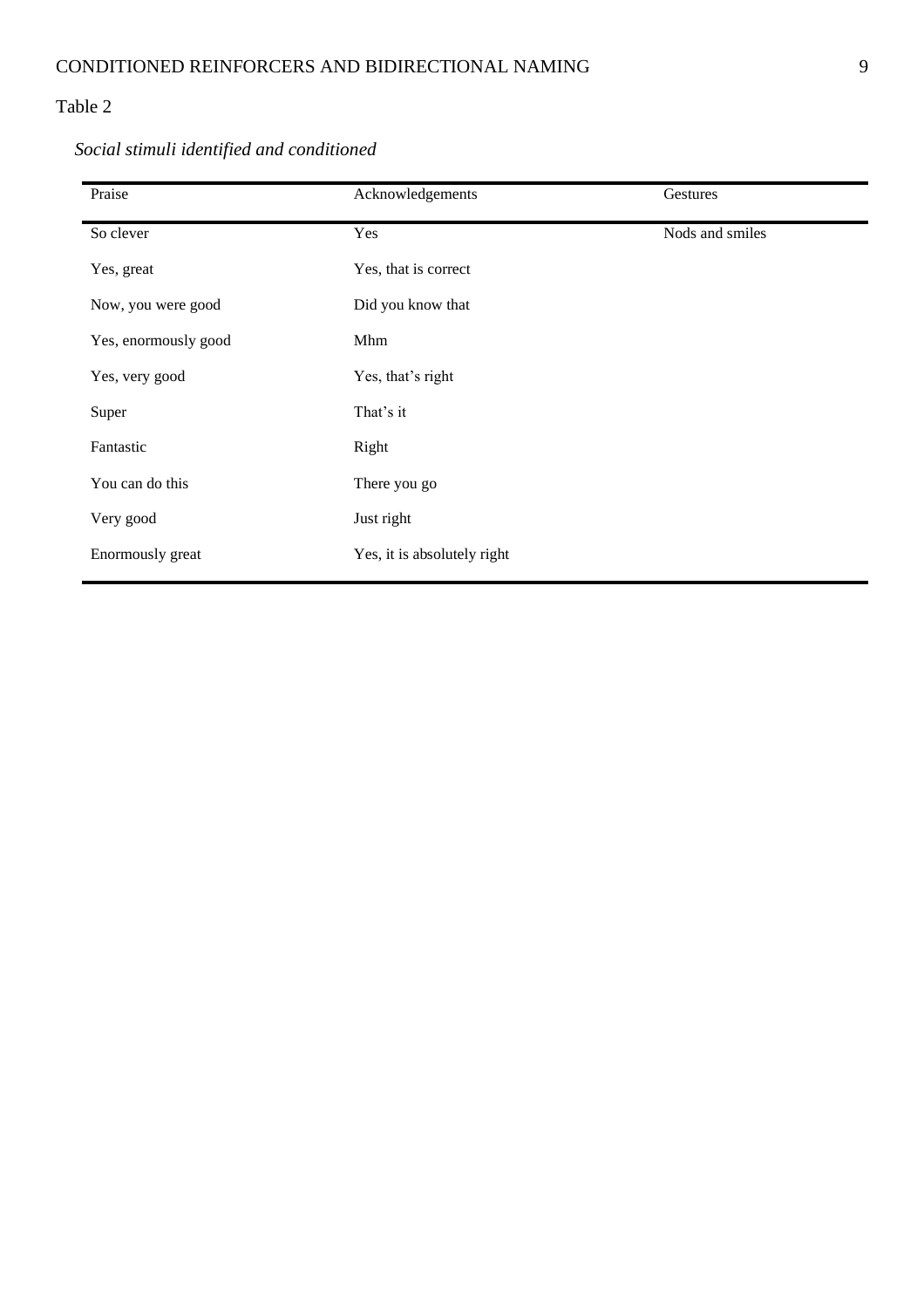Table 2

*Social stimuli identified and conditioned*

| Praise | Acknowledgements | Gestures |
|---|---|---|
| So clever | Yes | Nods and smiles |
| Yes, great | Yes, that is correct | |
| Now, you were good | Did you know that | |
| Yes, enormously good | Mhm | |
| Yes, very good | Yes, that's right | |
| Super | That's it | |
| Fantastic | Right | |
| You can do this | There you go | |
| Very good | Just right | |
| Enormously great | Yes, it is absolutely right | |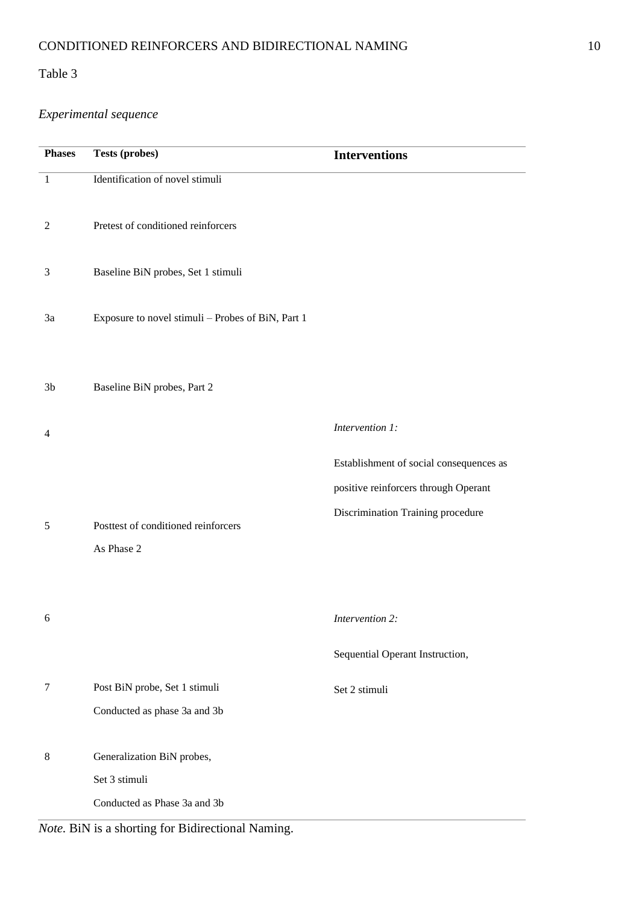Table 3

*Experimental sequence*

| Phases | Tests (probes) | Interventions |
|---|---|---|
| 1 | Identification of novel stimuli | |
| 2 | Pretest of conditioned reinforcers | |
| 3 | Baseline BiN probes, Set 1 stimuli | |
| 3a | Exposure to novel stimuli – Probes of BiN, Part 1 | |
| 3b | Baseline BiN probes, Part 2 | |
| 4 | | *Intervention 1:* Establishment of social consequences as positive reinforcers through Operant Discrimination Training procedure |
| 5 | Posttest of conditioned reinforcers As Phase 2 | |
| 6 | | *Intervention 2:* Sequential Operant Instruction, Set 2 stimuli |
| 7 | Post BiN probe, Set 1 stimuli Conducted as phase 3a and 3b | |
| 8 | Generalization BiN probes, Set 3 stimuli Conducted as Phase 3a and 3b | |

*Note.* BiN is a shorting for Bidirectional Naming.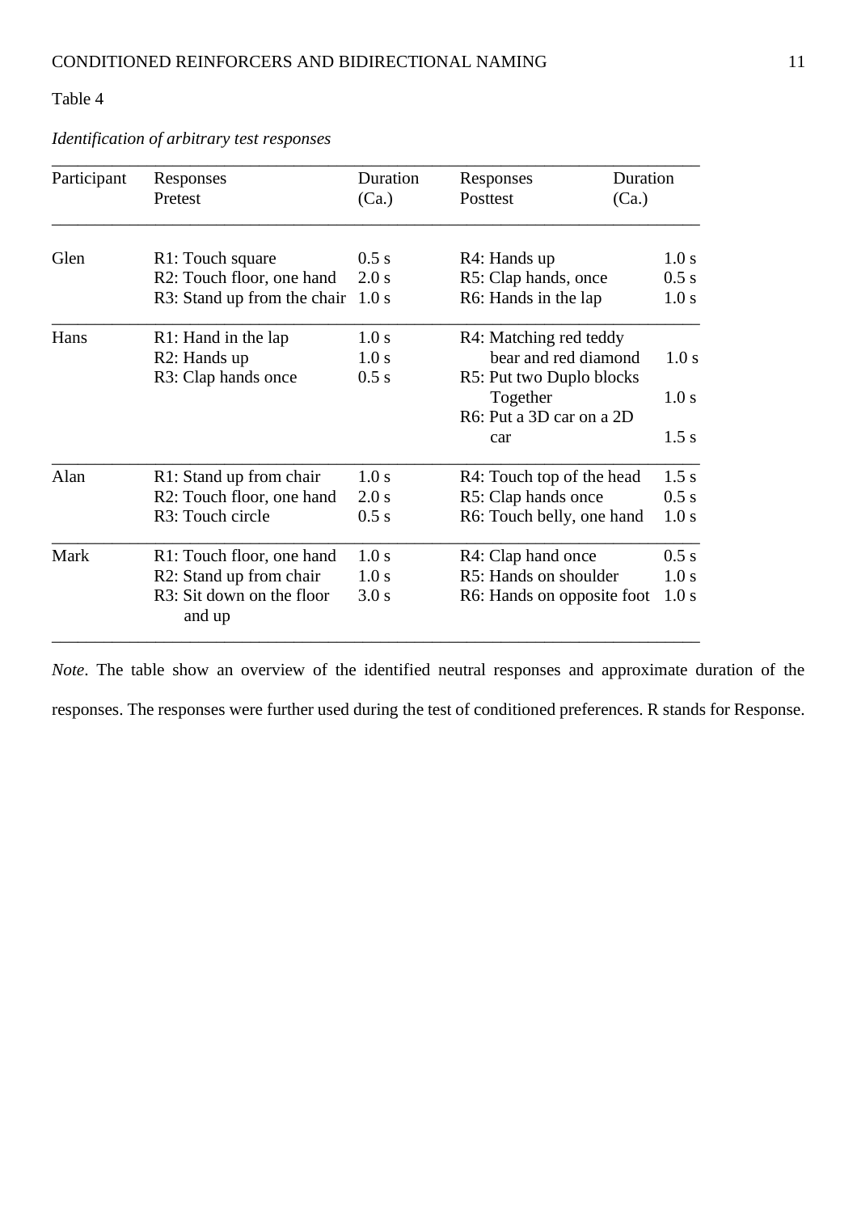Table 4

*Identification of arbitrary test responses*

| Participant | Responses Pretest | Duration (Ca.) | Responses Posttest | Duration (Ca.) |
|---|---|---|---|---|
| Glen | R1: Touch square | 0.5 s | R4: Hands up | 1.0 s |
| | R2: Touch floor, one hand | 2.0 s | R5: Clap hands, once | 0.5 s |
| | R3: Stand up from the chair | 1.0 s | R6: Hands in the lap | 1.0 s |
| Hans | R1: Hand in the lap | 1.0 s | R4: Matching red teddy bear and red diamond | 1.0 s |
| | R2: Hands up | 1.0 s | R5: Put two Duplo blocks Together | 1.0 s |
| | R3: Clap hands once | 0.5 s | R6: Put a 3D car on a 2D car | 1.5 s |
| Alan | R1: Stand up from chair | 1.0 s | R4: Touch top of the head | 1.5 s |
| | R2: Touch floor, one hand | 2.0 s | R5: Clap hands once | 0.5 s |
| | R3: Touch circle | 0.5 s | R6: Touch belly, one hand | 1.0 s |
| Mark | R1: Touch floor, one hand | 1.0 s | R4: Clap hand once | 0.5 s |
| | R2: Stand up from chair | 1.0 s | R5: Hands on shoulder | 1.0 s |
| | R3: Sit down on the floor and up | 3.0 s | R6: Hands on opposite foot | 1.0 s |

*Note*. The table show an overview of the identified neutral responses and approximate duration of the responses. The responses were further used during the test of conditioned preferences. R stands for Response.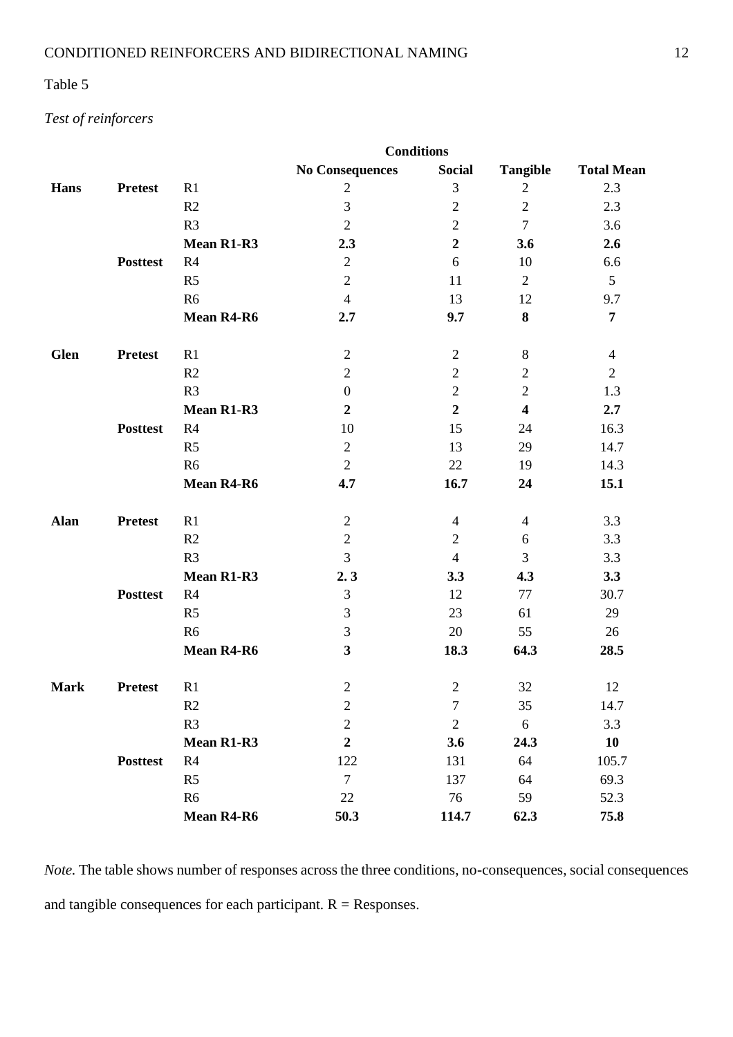Table 5

*Test of reinforcers*

| | | | Conditions | | | |
|---|---|---|---|---|---|---|
| | | | **No Consequences** | **Social** | **Tangible** | **Total Mean** |
| **Hans** | **Pretest** | R1 | 2 | 3 | 2 | 2.3 |
| | | R2 | 3 | 2 | 2 | 2.3 |
| | | R3 | 2 | 2 | 7 | 3.6 |
| | | **Mean R1-R3** | **2.3** | **2** | **3.6** | **2.6** |
| | **Posttest** | R4 | 2 | 6 | 10 | 6.6 |
| | | R5 | 2 | 11 | 2 | 5 |
| | | R6 | 4 | 13 | 12 | 9.7 |
| | | **Mean R4-R6** | **2.7** | **9.7** | **8** | **7** |
| **Glen** | **Pretest** | R1 | 2 | 2 | 8 | 4 |
| | | R2 | 2 | 2 | 2 | 2 |
| | | R3 | 0 | 2 | 2 | 1.3 |
| | | **Mean R1-R3** | **2** | **2** | **4** | **2.7** |
| | **Posttest** | R4 | 10 | 15 | 24 | 16.3 |
| | | R5 | 2 | 13 | 29 | 14.7 |
| | | R6 | 2 | 22 | 19 | 14.3 |
| | | **Mean R4-R6** | **4.7** | **16.7** | **24** | **15.1** |
| **Alan** | **Pretest** | R1 | 2 | 4 | 4 | 3.3 |
| | | R2 | 2 | 2 | 6 | 3.3 |
| | | R3 | 3 | 4 | 3 | 3.3 |
| | | **Mean R1-R3** | **2. 3** | **3.3** | **4.3** | **3.3** |
| | **Posttest** | R4 | 3 | 12 | 77 | 30.7 |
| | | R5 | 3 | 23 | 61 | 29 |
| | | R6 | 3 | 20 | 55 | 26 |
| | | **Mean R4-R6** | **3** | **18.3** | **64.3** | **28.5** |
| **Mark** | **Pretest** | R1 | 2 | 2 | 32 | 12 |
| | | R2 | 2 | 7 | 35 | 14.7 |
| | | R3 | 2 | 2 | 6 | 3.3 |
| | | **Mean R1-R3** | **2** | **3.6** | **24.3** | **10** |
| | **Posttest** | R4 | 122 | 131 | 64 | 105.7 |
| | | R5 | 7 | 137 | 64 | 69.3 |
| | | R6 | 22 | 76 | 59 | 52.3 |
| | | **Mean R4-R6** | **50.3** | **114.7** | **62.3** | **75.8** |

*Note.* The table shows number of responses across the three conditions, no-consequences, social consequences and tangible consequences for each participant. R = Responses.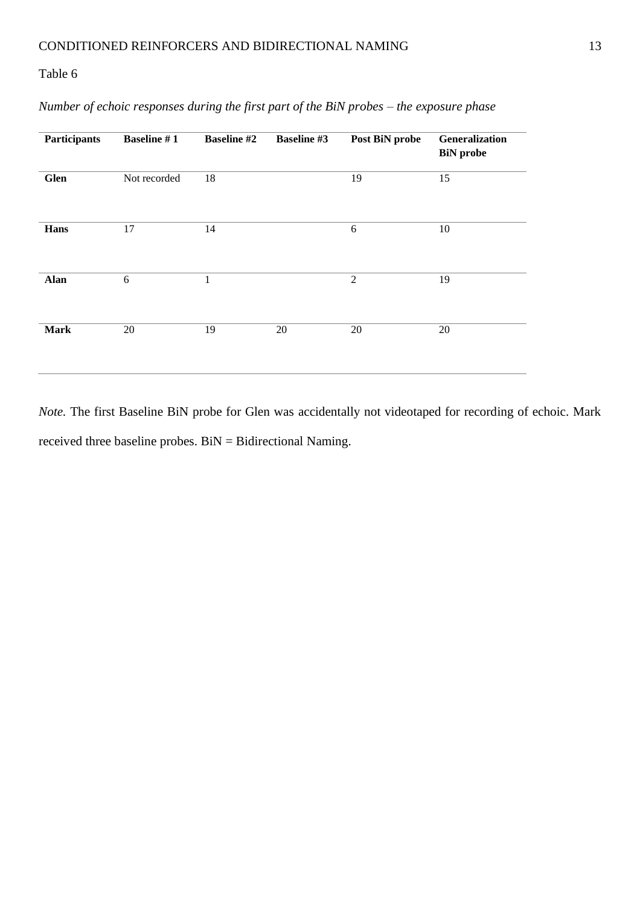Table 6

*Number of echoic responses during the first part of the BiN probes – the exposure phase*

| Participants | Baseline # 1 | Baseline #2 | Baseline #3 | Post BiN probe | Generalization BiN probe |
|---|---|---|---|---|---|
| **Glen** | Not recorded | 18 | | 19 | 15 |
| **Hans** | 17 | 14 | | 6 | 10 |
| **Alan** | 6 | 1 | | 2 | 19 |
| **Mark** | 20 | 19 | 20 | 20 | 20 |

*Note.* The first Baseline BiN probe for Glen was accidentally not videotaped for recording of echoic. Mark received three baseline probes. BiN = Bidirectional Naming.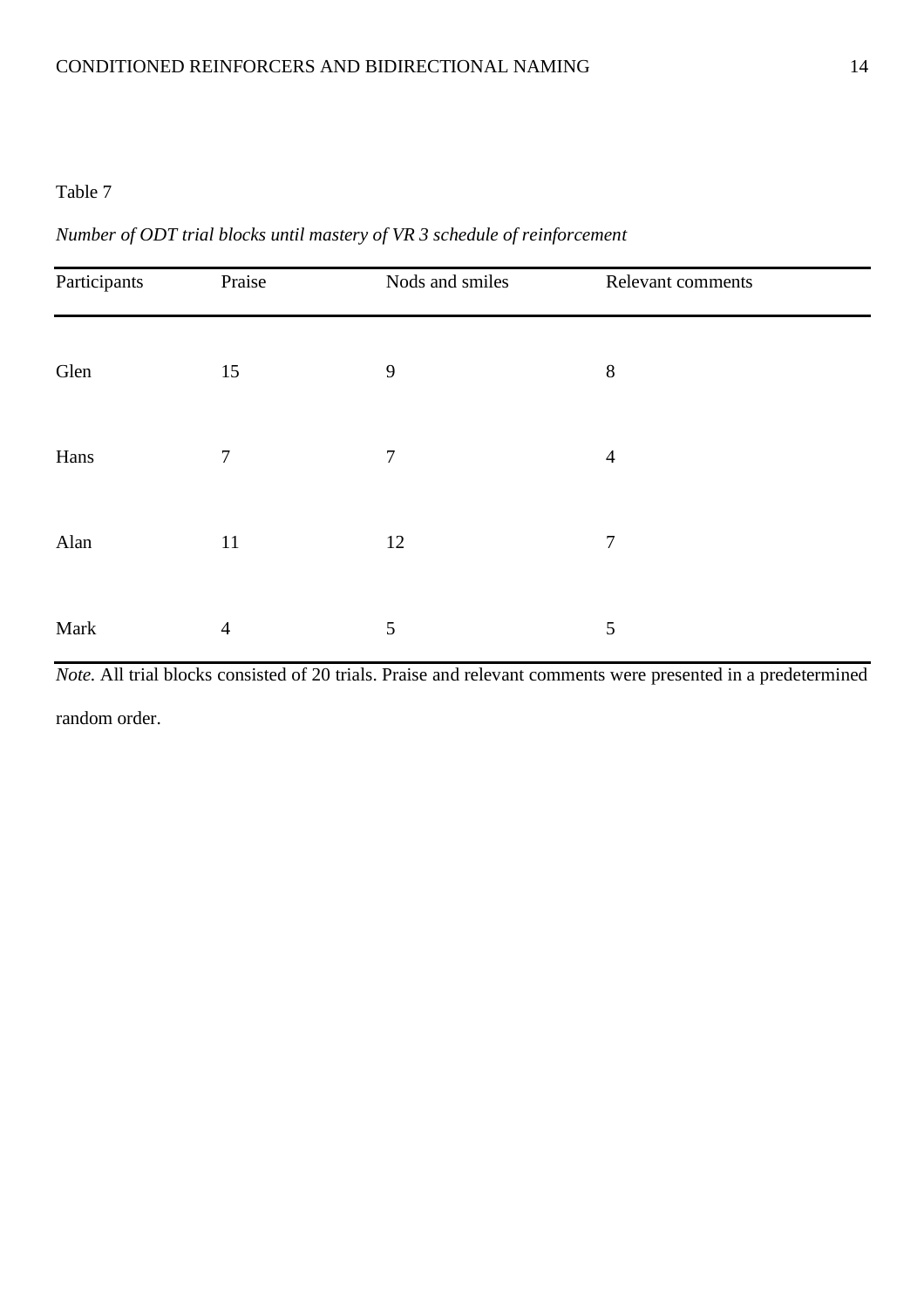Table 7

*Number of ODT trial blocks until mastery of VR 3 schedule of reinforcement*

| Participants | Praise | Nods and smiles | Relevant comments |
| --- | --- | --- | --- |
| Glen | 15 | 9 | 8 |
| Hans | 7 | 7 | 4 |
| Alan | 11 | 12 | 7 |
| Mark | 4 | 5 | 5 |

*Note.* All trial blocks consisted of 20 trials. Praise and relevant comments were presented in a predetermined random order.